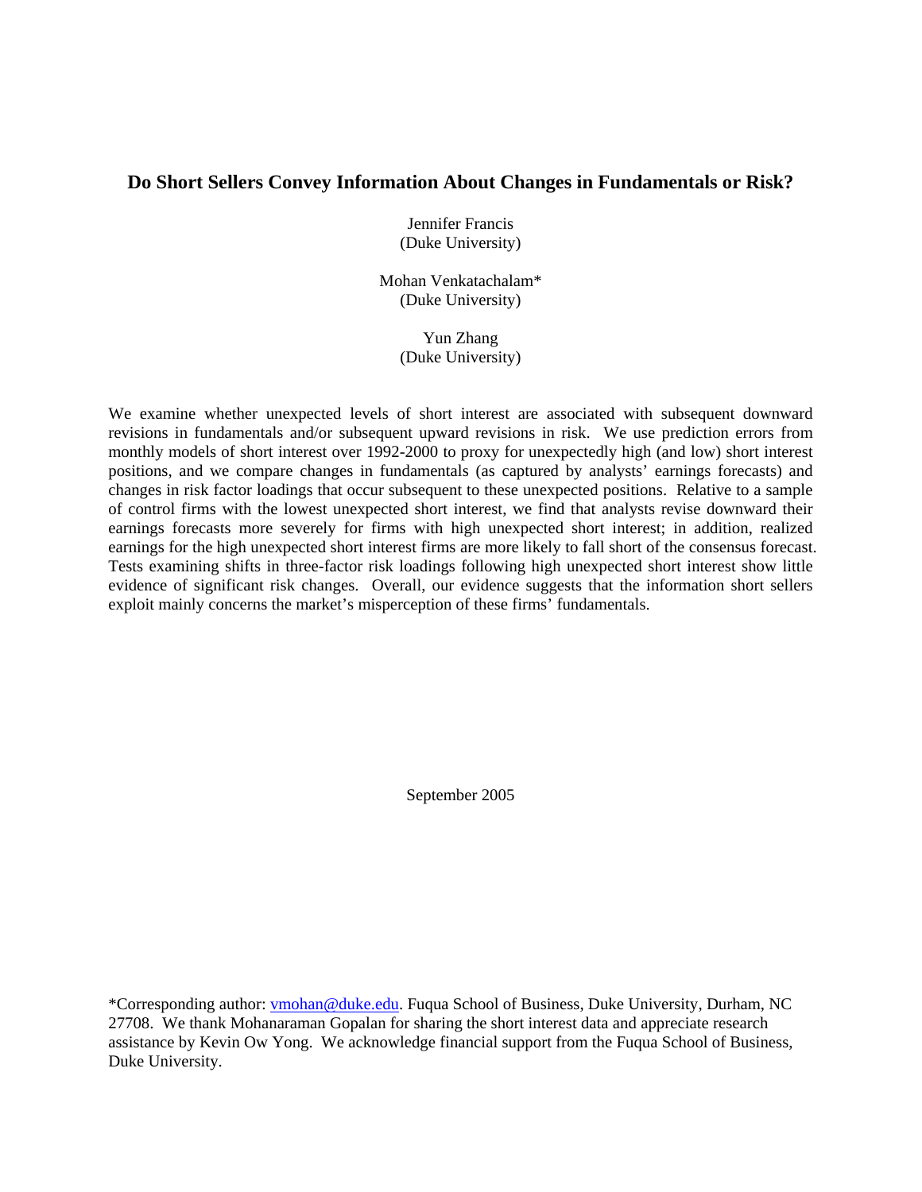# Do Short Sellers Convey Information About Changes in Fundamentals or Risk?

Jennifer Francis
(Duke University)

Mohan Venkatachalam*
(Duke University)

Yun Zhang
(Duke University)

We examine whether unexpected levels of short interest are associated with subsequent downward revisions in fundamentals and/or subsequent upward revisions in risk. We use prediction errors from monthly models of short interest over 1992-2000 to proxy for unexpectedly high (and low) short interest positions, and we compare changes in fundamentals (as captured by analysts' earnings forecasts) and changes in risk factor loadings that occur subsequent to these unexpected positions. Relative to a sample of control firms with the lowest unexpected short interest, we find that analysts revise downward their earnings forecasts more severely for firms with high unexpected short interest; in addition, realized earnings for the high unexpected short interest firms are more likely to fall short of the consensus forecast. Tests examining shifts in three-factor risk loadings following high unexpected short interest show little evidence of significant risk changes. Overall, our evidence suggests that the information short sellers exploit mainly concerns the market's misperception of these firms' fundamentals.

September 2005

*Corresponding author: vmohan@duke.edu. Fuqua School of Business, Duke University, Durham, NC 27708. We thank Mohanaraman Gopalan for sharing the short interest data and appreciate research assistance by Kevin Ow Yong. We acknowledge financial support from the Fuqua School of Business, Duke University.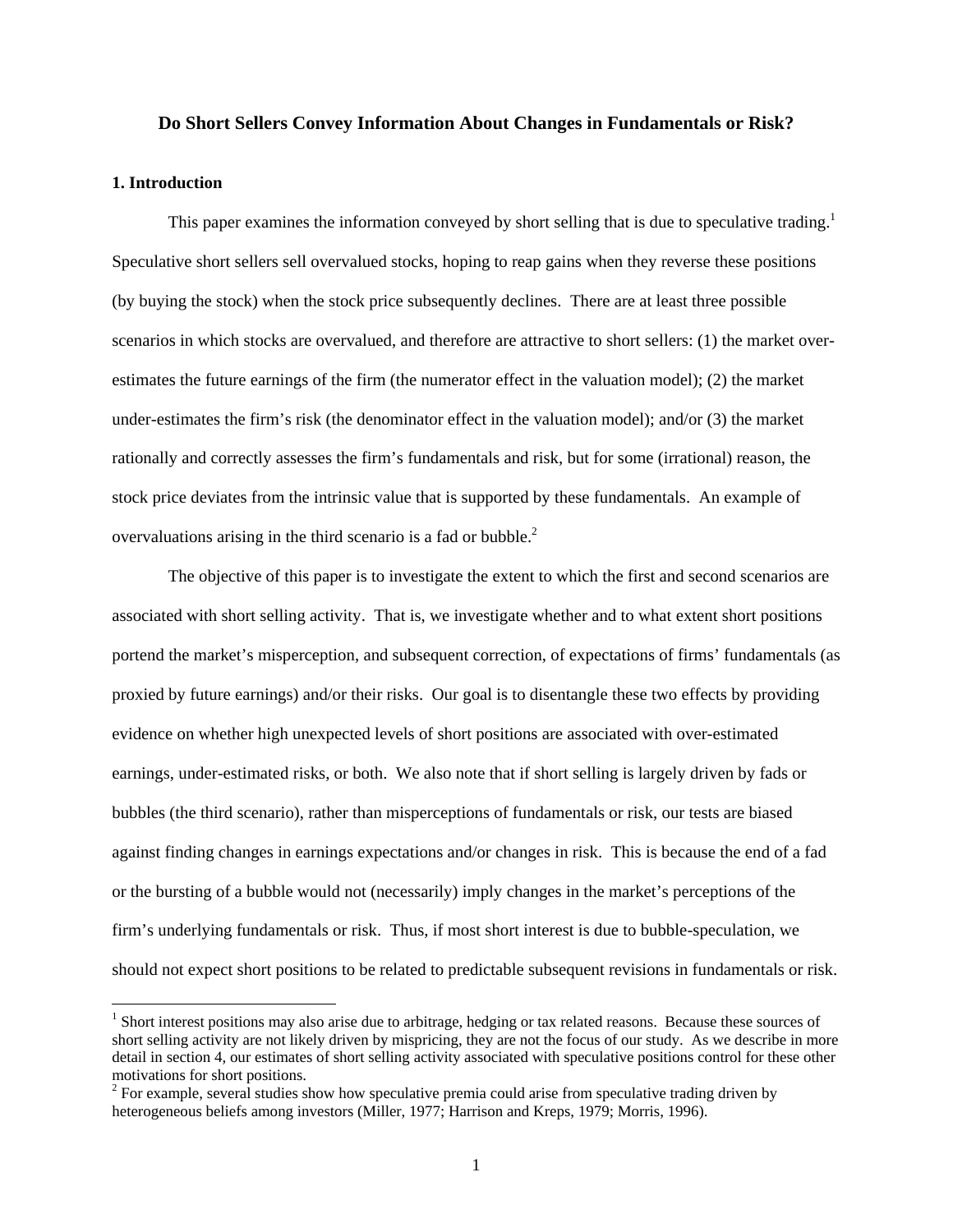**Do Short Sellers Convey Information About Changes in Fundamentals or Risk?**

## 1. Introduction

This paper examines the information conveyed by short selling that is due to speculative trading.[1] Speculative short sellers sell overvalued stocks, hoping to reap gains when they reverse these positions (by buying the stock) when the stock price subsequently declines. There are at least three possible scenarios in which stocks are overvalued, and therefore are attractive to short sellers: (1) the market over-estimates the future earnings of the firm (the numerator effect in the valuation model); (2) the market under-estimates the firm's risk (the denominator effect in the valuation model); and/or (3) the market rationally and correctly assesses the firm's fundamentals and risk, but for some (irrational) reason, the stock price deviates from the intrinsic value that is supported by these fundamentals. An example of overvaluations arising in the third scenario is a fad or bubble.[2]

The objective of this paper is to investigate the extent to which the first and second scenarios are associated with short selling activity. That is, we investigate whether and to what extent short positions portend the market's misperception, and subsequent correction, of expectations of firms' fundamentals (as proxied by future earnings) and/or their risks. Our goal is to disentangle these two effects by providing evidence on whether high unexpected levels of short positions are associated with over-estimated earnings, under-estimated risks, or both. We also note that if short selling is largely driven by fads or bubbles (the third scenario), rather than misperceptions of fundamentals or risk, our tests are biased against finding changes in earnings expectations and/or changes in risk. This is because the end of a fad or the bursting of a bubble would not (necessarily) imply changes in the market's perceptions of the firm's underlying fundamentals or risk. Thus, if most short interest is due to bubble-speculation, we should not expect short positions to be related to predictable subsequent revisions in fundamentals or risk.

---

[1] Short interest positions may also arise due to arbitrage, hedging or tax related reasons. Because these sources of short selling activity are not likely driven by mispricing, they are not the focus of our study. As we describe in more detail in section 4, our estimates of short selling activity associated with speculative positions control for these other motivations for short positions.

[2] For example, several studies show how speculative premia could arise from speculative trading driven by heterogeneous beliefs among investors (Miller, 1977; Harrison and Kreps, 1979; Morris, 1996).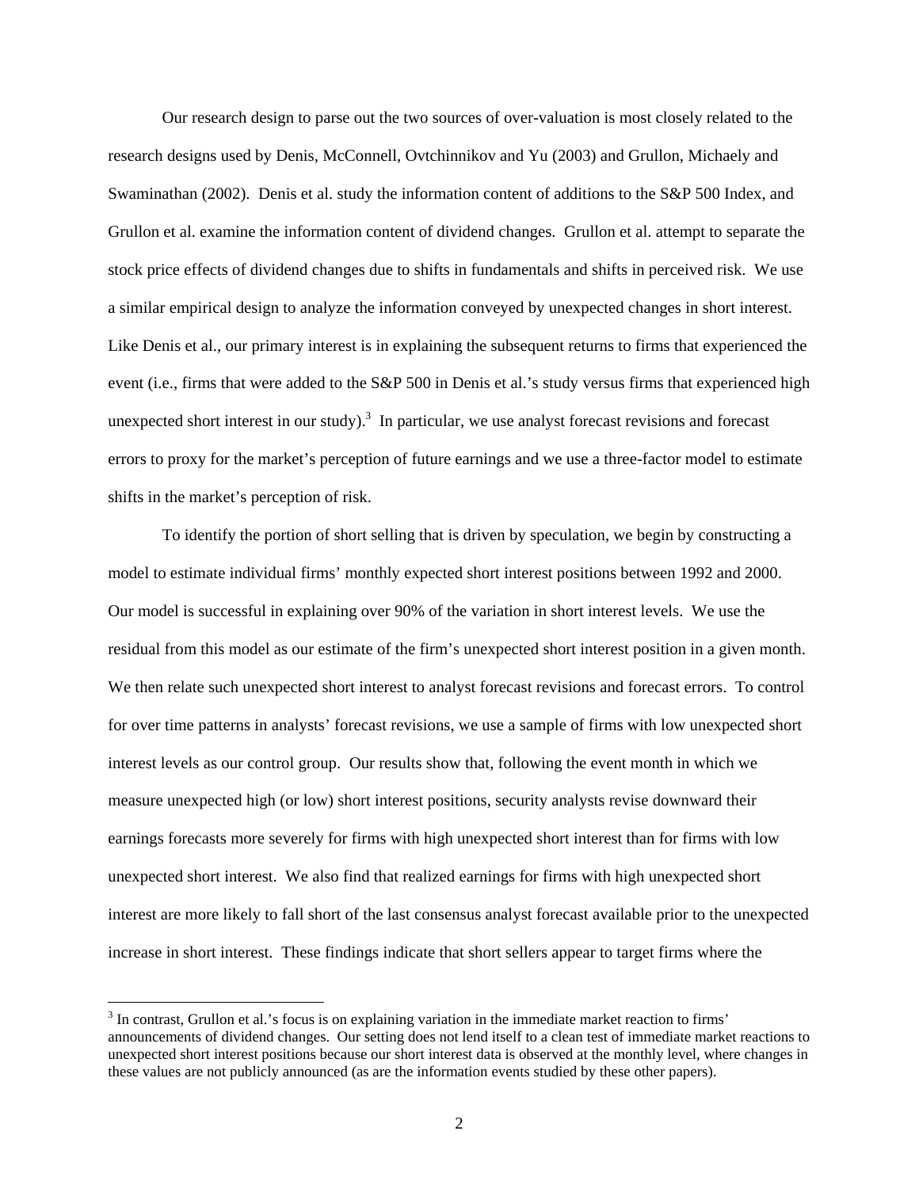Our research design to parse out the two sources of over-valuation is most closely related to the research designs used by Denis, McConnell, Ovtchinnikov and Yu (2003) and Grullon, Michaely and Swaminathan (2002). Denis et al. study the information content of additions to the S&P 500 Index, and Grullon et al. examine the information content of dividend changes. Grullon et al. attempt to separate the stock price effects of dividend changes due to shifts in fundamentals and shifts in perceived risk. We use a similar empirical design to analyze the information conveyed by unexpected changes in short interest. Like Denis et al., our primary interest is in explaining the subsequent returns to firms that experienced the event (i.e., firms that were added to the S&P 500 in Denis et al.'s study versus firms that experienced high unexpected short interest in our study).[3] In particular, we use analyst forecast revisions and forecast errors to proxy for the market's perception of future earnings and we use a three-factor model to estimate shifts in the market's perception of risk.

To identify the portion of short selling that is driven by speculation, we begin by constructing a model to estimate individual firms' monthly expected short interest positions between 1992 and 2000. Our model is successful in explaining over 90% of the variation in short interest levels. We use the residual from this model as our estimate of the firm's unexpected short interest position in a given month. We then relate such unexpected short interest to analyst forecast revisions and forecast errors. To control for over time patterns in analysts' forecast revisions, we use a sample of firms with low unexpected short interest levels as our control group. Our results show that, following the event month in which we measure unexpected high (or low) short interest positions, security analysts revise downward their earnings forecasts more severely for firms with high unexpected short interest than for firms with low unexpected short interest. We also find that realized earnings for firms with high unexpected short interest are more likely to fall short of the last consensus analyst forecast available prior to the unexpected increase in short interest. These findings indicate that short sellers appear to target firms where the

[3] In contrast, Grullon et al.'s focus is on explaining variation in the immediate market reaction to firms' announcements of dividend changes. Our setting does not lend itself to a clean test of immediate market reactions to unexpected short interest positions because our short interest data is observed at the monthly level, where changes in these values are not publicly announced (as are the information events studied by these other papers).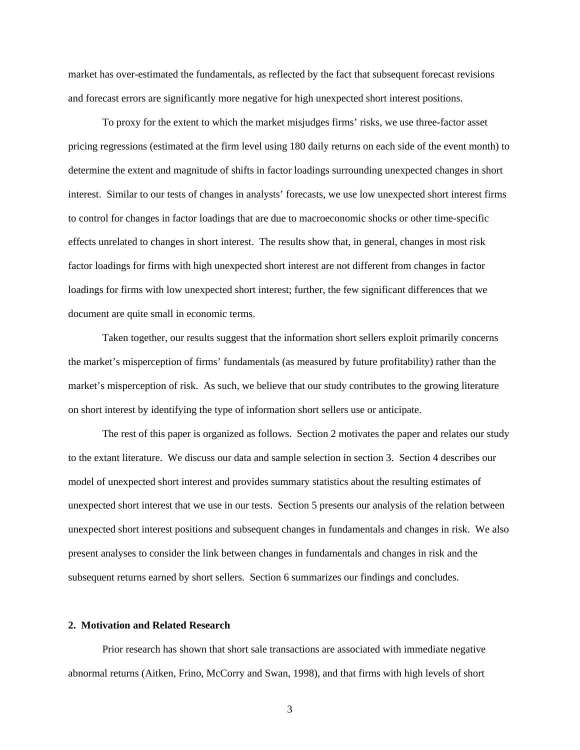market has over-estimated the fundamentals, as reflected by the fact that subsequent forecast revisions and forecast errors are significantly more negative for high unexpected short interest positions.

To proxy for the extent to which the market misjudges firms' risks, we use three-factor asset pricing regressions (estimated at the firm level using 180 daily returns on each side of the event month) to determine the extent and magnitude of shifts in factor loadings surrounding unexpected changes in short interest. Similar to our tests of changes in analysts' forecasts, we use low unexpected short interest firms to control for changes in factor loadings that are due to macroeconomic shocks or other time-specific effects unrelated to changes in short interest. The results show that, in general, changes in most risk factor loadings for firms with high unexpected short interest are not different from changes in factor loadings for firms with low unexpected short interest; further, the few significant differences that we document are quite small in economic terms.

Taken together, our results suggest that the information short sellers exploit primarily concerns the market's misperception of firms' fundamentals (as measured by future profitability) rather than the market's misperception of risk. As such, we believe that our study contributes to the growing literature on short interest by identifying the type of information short sellers use or anticipate.

The rest of this paper is organized as follows. Section 2 motivates the paper and relates our study to the extant literature. We discuss our data and sample selection in section 3. Section 4 describes our model of unexpected short interest and provides summary statistics about the resulting estimates of unexpected short interest that we use in our tests. Section 5 presents our analysis of the relation between unexpected short interest positions and subsequent changes in fundamentals and changes in risk. We also present analyses to consider the link between changes in fundamentals and changes in risk and the subsequent returns earned by short sellers. Section 6 summarizes our findings and concludes.

## 2. Motivation and Related Research

Prior research has shown that short sale transactions are associated with immediate negative abnormal returns (Aitken, Frino, McCorry and Swan, 1998), and that firms with high levels of short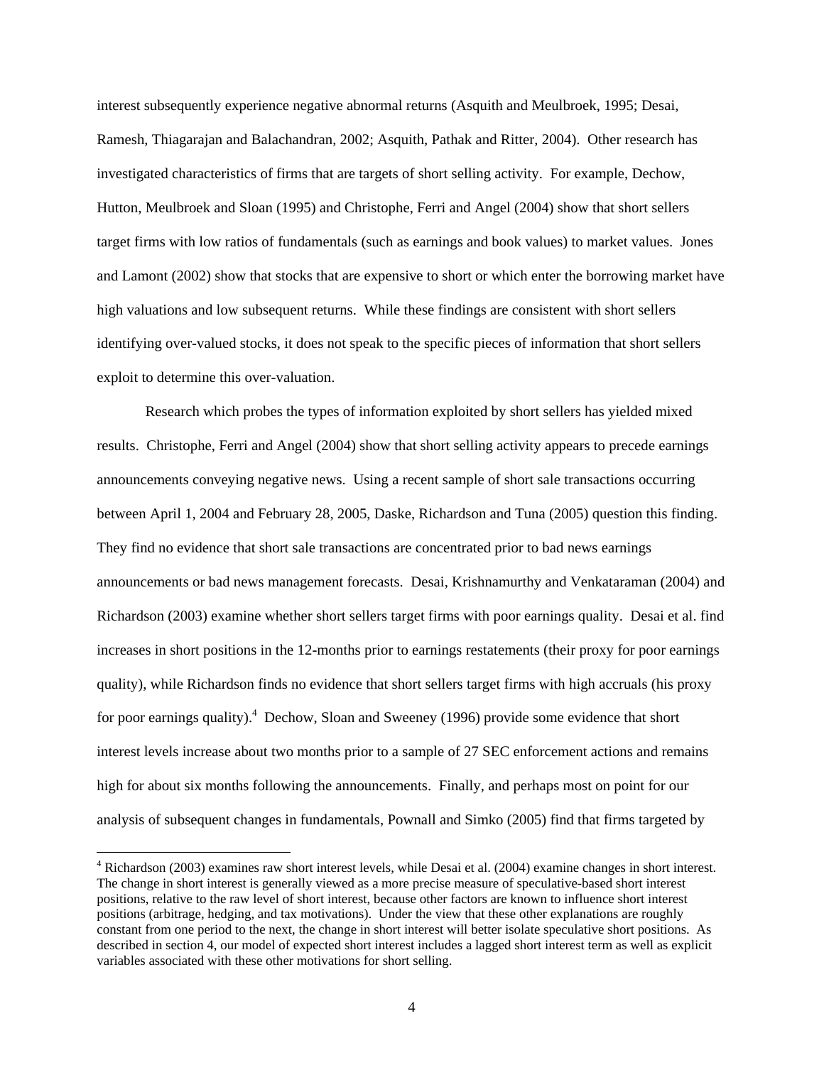interest subsequently experience negative abnormal returns (Asquith and Meulbroek, 1995; Desai, Ramesh, Thiagarajan and Balachandran, 2002; Asquith, Pathak and Ritter, 2004). Other research has investigated characteristics of firms that are targets of short selling activity. For example, Dechow, Hutton, Meulbroek and Sloan (1995) and Christophe, Ferri and Angel (2004) show that short sellers target firms with low ratios of fundamentals (such as earnings and book values) to market values. Jones and Lamont (2002) show that stocks that are expensive to short or which enter the borrowing market have high valuations and low subsequent returns. While these findings are consistent with short sellers identifying over-valued stocks, it does not speak to the specific pieces of information that short sellers exploit to determine this over-valuation.

Research which probes the types of information exploited by short sellers has yielded mixed results. Christophe, Ferri and Angel (2004) show that short selling activity appears to precede earnings announcements conveying negative news. Using a recent sample of short sale transactions occurring between April 1, 2004 and February 28, 2005, Daske, Richardson and Tuna (2005) question this finding. They find no evidence that short sale transactions are concentrated prior to bad news earnings announcements or bad news management forecasts. Desai, Krishnamurthy and Venkataraman (2004) and Richardson (2003) examine whether short sellers target firms with poor earnings quality. Desai et al. find increases in short positions in the 12-months prior to earnings restatements (their proxy for poor earnings quality), while Richardson finds no evidence that short sellers target firms with high accruals (his proxy for poor earnings quality).[4] Dechow, Sloan and Sweeney (1996) provide some evidence that short interest levels increase about two months prior to a sample of 27 SEC enforcement actions and remains high for about six months following the announcements. Finally, and perhaps most on point for our analysis of subsequent changes in fundamentals, Pownall and Simko (2005) find that firms targeted by

---

[4] Richardson (2003) examines raw short interest levels, while Desai et al. (2004) examine changes in short interest. The change in short interest is generally viewed as a more precise measure of speculative-based short interest positions, relative to the raw level of short interest, because other factors are known to influence short interest positions (arbitrage, hedging, and tax motivations). Under the view that these other explanations are roughly constant from one period to the next, the change in short interest will better isolate speculative short positions. As described in section 4, our model of expected short interest includes a lagged short interest term as well as explicit variables associated with these other motivations for short selling.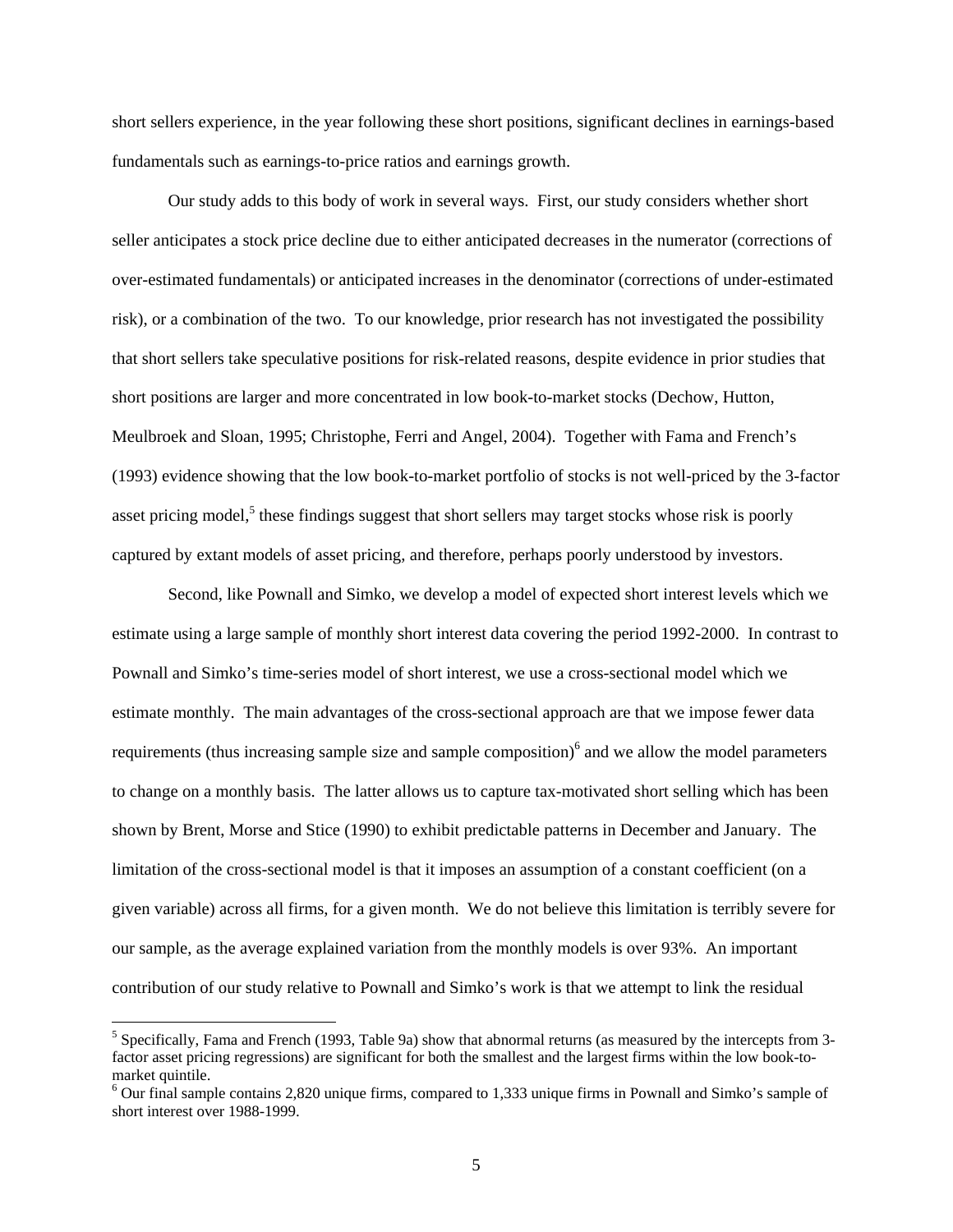short sellers experience, in the year following these short positions, significant declines in earnings-based fundamentals such as earnings-to-price ratios and earnings growth.

Our study adds to this body of work in several ways. First, our study considers whether short seller anticipates a stock price decline due to either anticipated decreases in the numerator (corrections of over-estimated fundamentals) or anticipated increases in the denominator (corrections of under-estimated risk), or a combination of the two. To our knowledge, prior research has not investigated the possibility that short sellers take speculative positions for risk-related reasons, despite evidence in prior studies that short positions are larger and more concentrated in low book-to-market stocks (Dechow, Hutton, Meulbroek and Sloan, 1995; Christophe, Ferri and Angel, 2004). Together with Fama and French's (1993) evidence showing that the low book-to-market portfolio of stocks is not well-priced by the 3-factor asset pricing model,[5] these findings suggest that short sellers may target stocks whose risk is poorly captured by extant models of asset pricing, and therefore, perhaps poorly understood by investors.

Second, like Pownall and Simko, we develop a model of expected short interest levels which we estimate using a large sample of monthly short interest data covering the period 1992-2000. In contrast to Pownall and Simko's time-series model of short interest, we use a cross-sectional model which we estimate monthly. The main advantages of the cross-sectional approach are that we impose fewer data requirements (thus increasing sample size and sample composition)[6] and we allow the model parameters to change on a monthly basis. The latter allows us to capture tax-motivated short selling which has been shown by Brent, Morse and Stice (1990) to exhibit predictable patterns in December and January. The limitation of the cross-sectional model is that it imposes an assumption of a constant coefficient (on a given variable) across all firms, for a given month. We do not believe this limitation is terribly severe for our sample, as the average explained variation from the monthly models is over 93%. An important contribution of our study relative to Pownall and Simko's work is that we attempt to link the residual

---

[5] Specifically, Fama and French (1993, Table 9a) show that abnormal returns (as measured by the intercepts from 3-factor asset pricing regressions) are significant for both the smallest and the largest firms within the low book-to-market quintile.

[6] Our final sample contains 2,820 unique firms, compared to 1,333 unique firms in Pownall and Simko's sample of short interest over 1988-1999.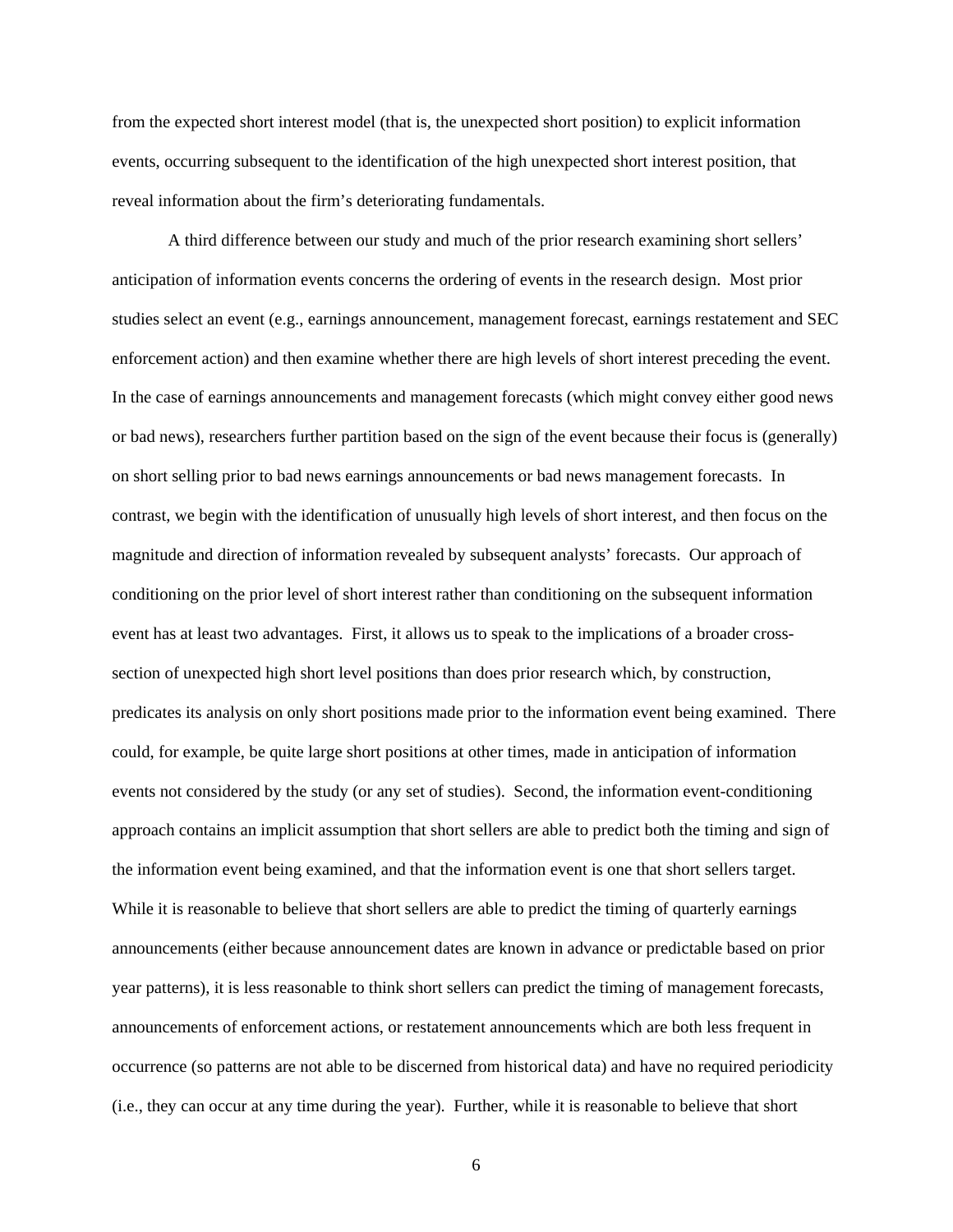from the expected short interest model (that is, the unexpected short position) to explicit information events, occurring subsequent to the identification of the high unexpected short interest position, that reveal information about the firm's deteriorating fundamentals.

A third difference between our study and much of the prior research examining short sellers' anticipation of information events concerns the ordering of events in the research design. Most prior studies select an event (e.g., earnings announcement, management forecast, earnings restatement and SEC enforcement action) and then examine whether there are high levels of short interest preceding the event. In the case of earnings announcements and management forecasts (which might convey either good news or bad news), researchers further partition based on the sign of the event because their focus is (generally) on short selling prior to bad news earnings announcements or bad news management forecasts. In contrast, we begin with the identification of unusually high levels of short interest, and then focus on the magnitude and direction of information revealed by subsequent analysts' forecasts. Our approach of conditioning on the prior level of short interest rather than conditioning on the subsequent information event has at least two advantages. First, it allows us to speak to the implications of a broader cross-section of unexpected high short level positions than does prior research which, by construction, predicates its analysis on only short positions made prior to the information event being examined. There could, for example, be quite large short positions at other times, made in anticipation of information events not considered by the study (or any set of studies). Second, the information event-conditioning approach contains an implicit assumption that short sellers are able to predict both the timing and sign of the information event being examined, and that the information event is one that short sellers target. While it is reasonable to believe that short sellers are able to predict the timing of quarterly earnings announcements (either because announcement dates are known in advance or predictable based on prior year patterns), it is less reasonable to think short sellers can predict the timing of management forecasts, announcements of enforcement actions, or restatement announcements which are both less frequent in occurrence (so patterns are not able to be discerned from historical data) and have no required periodicity (i.e., they can occur at any time during the year). Further, while it is reasonable to believe that short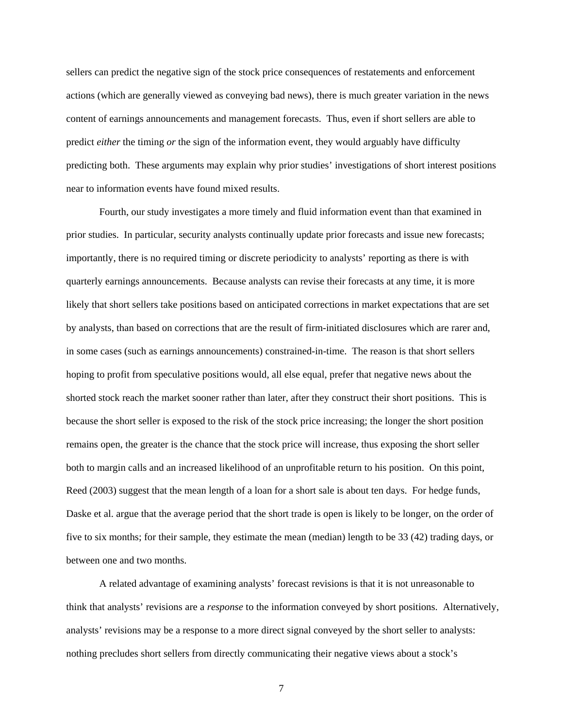sellers can predict the negative sign of the stock price consequences of restatements and enforcement actions (which are generally viewed as conveying bad news), there is much greater variation in the news content of earnings announcements and management forecasts. Thus, even if short sellers are able to predict *either* the timing *or* the sign of the information event, they would arguably have difficulty predicting both. These arguments may explain why prior studies' investigations of short interest positions near to information events have found mixed results.

Fourth, our study investigates a more timely and fluid information event than that examined in prior studies. In particular, security analysts continually update prior forecasts and issue new forecasts; importantly, there is no required timing or discrete periodicity to analysts' reporting as there is with quarterly earnings announcements. Because analysts can revise their forecasts at any time, it is more likely that short sellers take positions based on anticipated corrections in market expectations that are set by analysts, than based on corrections that are the result of firm-initiated disclosures which are rarer and, in some cases (such as earnings announcements) constrained-in-time. The reason is that short sellers hoping to profit from speculative positions would, all else equal, prefer that negative news about the shorted stock reach the market sooner rather than later, after they construct their short positions. This is because the short seller is exposed to the risk of the stock price increasing; the longer the short position remains open, the greater is the chance that the stock price will increase, thus exposing the short seller both to margin calls and an increased likelihood of an unprofitable return to his position. On this point, Reed (2003) suggest that the mean length of a loan for a short sale is about ten days. For hedge funds, Daske et al. argue that the average period that the short trade is open is likely to be longer, on the order of five to six months; for their sample, they estimate the mean (median) length to be 33 (42) trading days, or between one and two months.

A related advantage of examining analysts' forecast revisions is that it is not unreasonable to think that analysts' revisions are a *response* to the information conveyed by short positions. Alternatively, analysts' revisions may be a response to a more direct signal conveyed by the short seller to analysts: nothing precludes short sellers from directly communicating their negative views about a stock's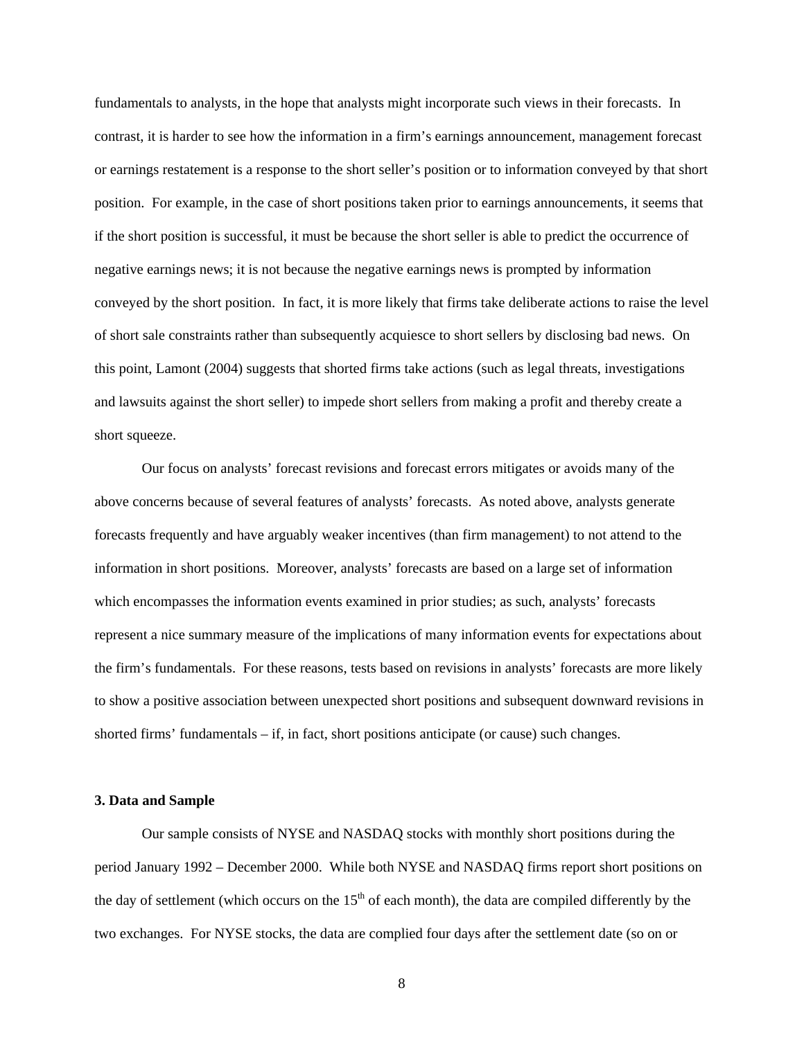fundamentals to analysts, in the hope that analysts might incorporate such views in their forecasts. In contrast, it is harder to see how the information in a firm's earnings announcement, management forecast or earnings restatement is a response to the short seller's position or to information conveyed by that short position. For example, in the case of short positions taken prior to earnings announcements, it seems that if the short position is successful, it must be because the short seller is able to predict the occurrence of negative earnings news; it is not because the negative earnings news is prompted by information conveyed by the short position. In fact, it is more likely that firms take deliberate actions to raise the level of short sale constraints rather than subsequently acquiesce to short sellers by disclosing bad news. On this point, Lamont (2004) suggests that shorted firms take actions (such as legal threats, investigations and lawsuits against the short seller) to impede short sellers from making a profit and thereby create a short squeeze.

Our focus on analysts' forecast revisions and forecast errors mitigates or avoids many of the above concerns because of several features of analysts' forecasts. As noted above, analysts generate forecasts frequently and have arguably weaker incentives (than firm management) to not attend to the information in short positions. Moreover, analysts' forecasts are based on a large set of information which encompasses the information events examined in prior studies; as such, analysts' forecasts represent a nice summary measure of the implications of many information events for expectations about the firm's fundamentals. For these reasons, tests based on revisions in analysts' forecasts are more likely to show a positive association between unexpected short positions and subsequent downward revisions in shorted firms' fundamentals – if, in fact, short positions anticipate (or cause) such changes.

**3. Data and Sample**

Our sample consists of NYSE and NASDAQ stocks with monthly short positions during the period January 1992 – December 2000. While both NYSE and NASDAQ firms report short positions on the day of settlement (which occurs on the 15th of each month), the data are compiled differently by the two exchanges. For NYSE stocks, the data are complied four days after the settlement date (so on or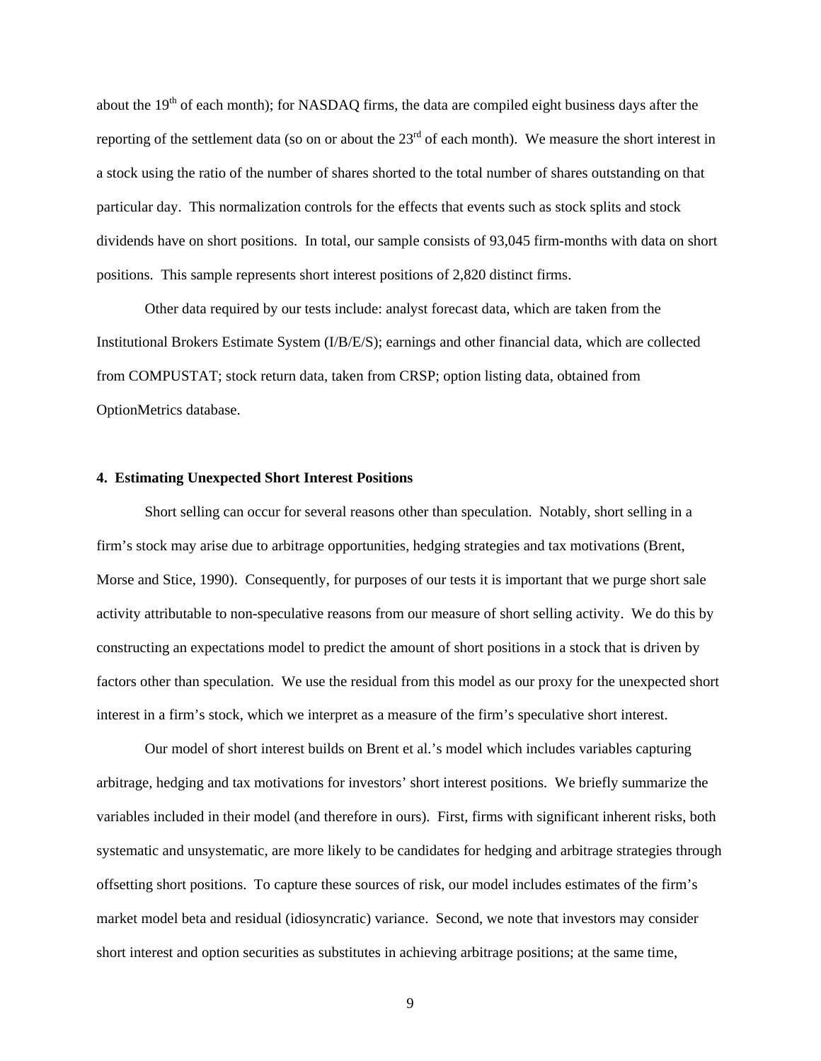about the 19th of each month); for NASDAQ firms, the data are compiled eight business days after the reporting of the settlement data (so on or about the 23rd of each month). We measure the short interest in a stock using the ratio of the number of shares shorted to the total number of shares outstanding on that particular day. This normalization controls for the effects that events such as stock splits and stock dividends have on short positions. In total, our sample consists of 93,045 firm-months with data on short positions. This sample represents short interest positions of 2,820 distinct firms.

Other data required by our tests include: analyst forecast data, which are taken from the Institutional Brokers Estimate System (I/B/E/S); earnings and other financial data, which are collected from COMPUSTAT; stock return data, taken from CRSP; option listing data, obtained from OptionMetrics database.

## 4. Estimating Unexpected Short Interest Positions

Short selling can occur for several reasons other than speculation. Notably, short selling in a firm's stock may arise due to arbitrage opportunities, hedging strategies and tax motivations (Brent, Morse and Stice, 1990). Consequently, for purposes of our tests it is important that we purge short sale activity attributable to non-speculative reasons from our measure of short selling activity. We do this by constructing an expectations model to predict the amount of short positions in a stock that is driven by factors other than speculation. We use the residual from this model as our proxy for the unexpected short interest in a firm's stock, which we interpret as a measure of the firm's speculative short interest.

Our model of short interest builds on Brent et al.'s model which includes variables capturing arbitrage, hedging and tax motivations for investors' short interest positions. We briefly summarize the variables included in their model (and therefore in ours). First, firms with significant inherent risks, both systematic and unsystematic, are more likely to be candidates for hedging and arbitrage strategies through offsetting short positions. To capture these sources of risk, our model includes estimates of the firm's market model beta and residual (idiosyncratic) variance. Second, we note that investors may consider short interest and option securities as substitutes in achieving arbitrage positions; at the same time,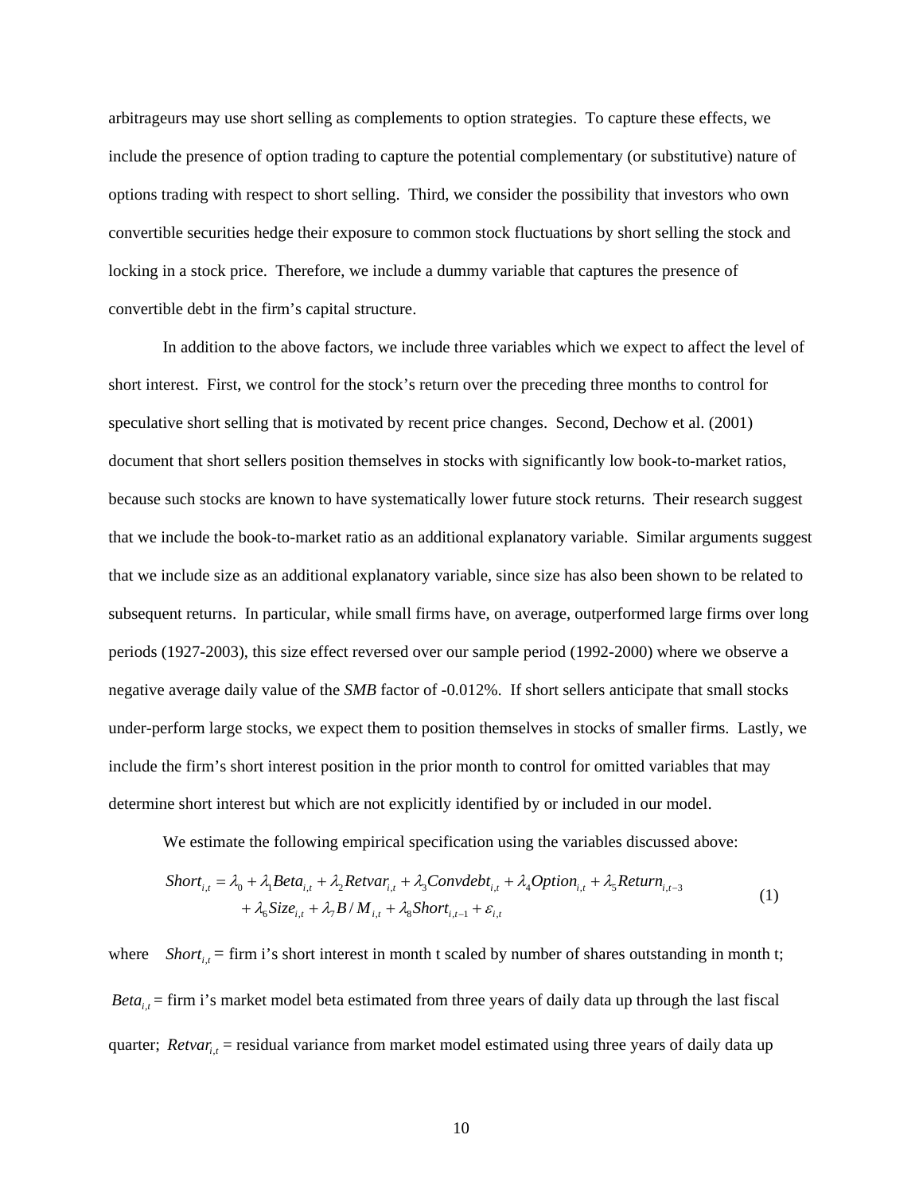arbitrageurs may use short selling as complements to option strategies. To capture these effects, we include the presence of option trading to capture the potential complementary (or substitutive) nature of options trading with respect to short selling. Third, we consider the possibility that investors who own convertible securities hedge their exposure to common stock fluctuations by short selling the stock and locking in a stock price. Therefore, we include a dummy variable that captures the presence of convertible debt in the firm's capital structure.

In addition to the above factors, we include three variables which we expect to affect the level of short interest. First, we control for the stock's return over the preceding three months to control for speculative short selling that is motivated by recent price changes. Second, Dechow et al. (2001) document that short sellers position themselves in stocks with significantly low book-to-market ratios, because such stocks are known to have systematically lower future stock returns. Their research suggest that we include the book-to-market ratio as an additional explanatory variable. Similar arguments suggest that we include size as an additional explanatory variable, since size has also been shown to be related to subsequent returns. In particular, while small firms have, on average, outperformed large firms over long periods (1927-2003), this size effect reversed over our sample period (1992-2000) where we observe a negative average daily value of the *SMB* factor of -0.012%. If short sellers anticipate that small stocks under-perform large stocks, we expect them to position themselves in stocks of smaller firms. Lastly, we include the firm's short interest position in the prior month to control for omitted variables that may determine short interest but which are not explicitly identified by or included in our model.

We estimate the following empirical specification using the variables discussed above:

$$
\begin{aligned}
Short_{i,t} = \lambda_0 + \lambda_1 Beta_{i,t} + \lambda_2 Retvar_{i,t} + \lambda_3 Convdebt_{i,t} + \lambda_4 Option_{i,t} + \lambda_5 Return_{i,t-3} \\
+ \lambda_6 Size_{i,t} + \lambda_7 B/M_{i,t} + \lambda_8 Short_{i,t-1} + \varepsilon_{i,t}
\end{aligned}
\tag{1}
$$

where $Short_{i,t}$ = firm i's short interest in month t scaled by number of shares outstanding in month t; $Beta_{i,t}$ = firm i's market model beta estimated from three years of daily data up through the last fiscal quarter; $Retvar_{i,t}$ = residual variance from market model estimated using three years of daily data up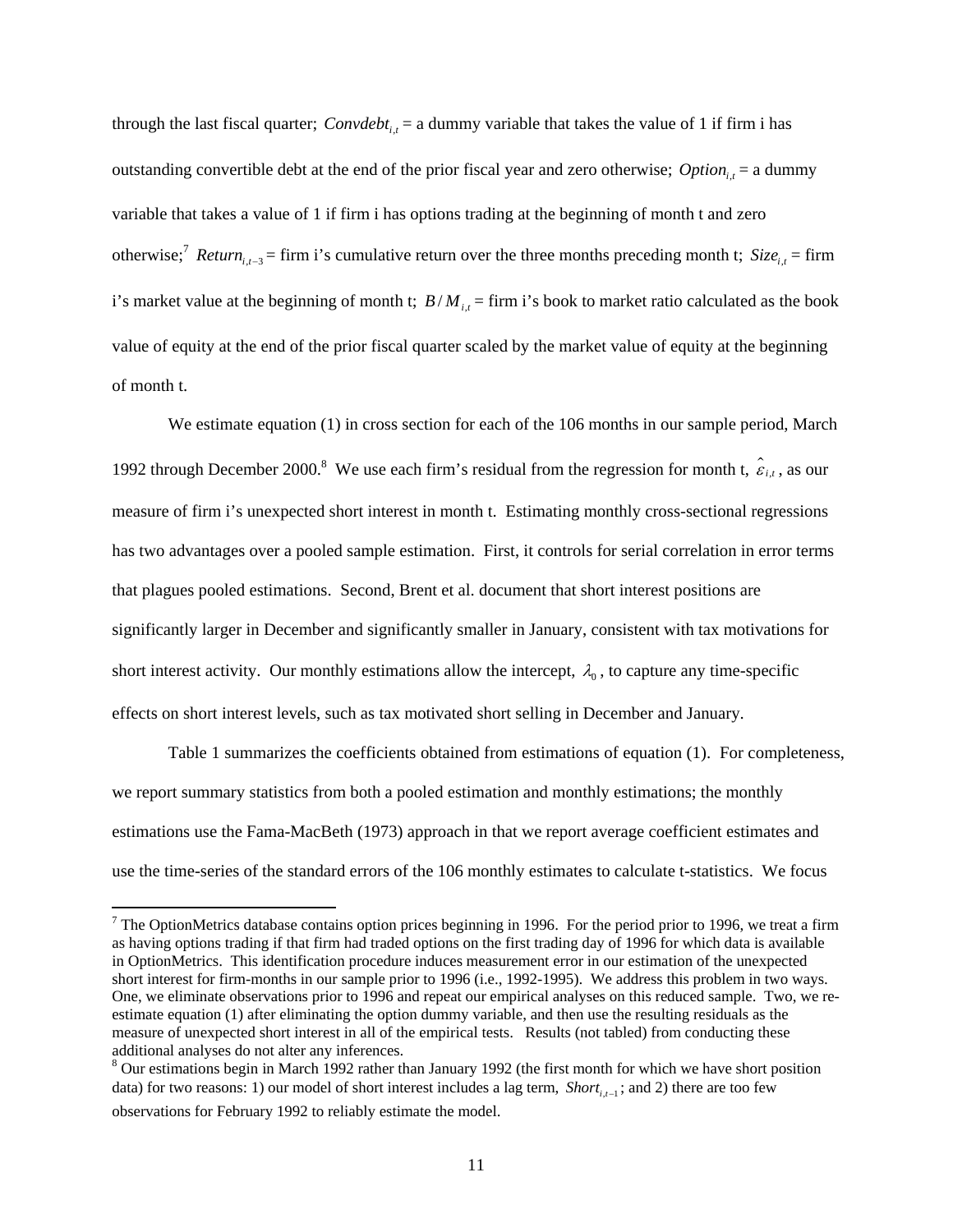through the last fiscal quarter; $Convdebt_{i,t}$ = a dummy variable that takes the value of 1 if firm i has outstanding convertible debt at the end of the prior fiscal year and zero otherwise; $Option_{i,t}$ = a dummy variable that takes a value of 1 if firm i has options trading at the beginning of month t and zero otherwise;[7] $Return_{i,t-3}$ = firm i's cumulative return over the three months preceding month t; $Size_{i,t}$ = firm i's market value at the beginning of month t; $B/M_{i,t}$ = firm i's book to market ratio calculated as the book value of equity at the end of the prior fiscal quarter scaled by the market value of equity at the beginning of month t.

We estimate equation (1) in cross section for each of the 106 months in our sample period, March 1992 through December 2000.[8] We use each firm's residual from the regression for month t, $\hat{\varepsilon}_{i,t}$, as our measure of firm i's unexpected short interest in month t. Estimating monthly cross-sectional regressions has two advantages over a pooled sample estimation. First, it controls for serial correlation in error terms that plagues pooled estimations. Second, Brent et al. document that short interest positions are significantly larger in December and significantly smaller in January, consistent with tax motivations for short interest activity. Our monthly estimations allow the intercept, $\lambda_0$, to capture any time-specific effects on short interest levels, such as tax motivated short selling in December and January.

Table 1 summarizes the coefficients obtained from estimations of equation (1). For completeness, we report summary statistics from both a pooled estimation and monthly estimations; the monthly estimations use the Fama-MacBeth (1973) approach in that we report average coefficient estimates and use the time-series of the standard errors of the 106 monthly estimates to calculate t-statistics. We focus

---

[7] The OptionMetrics database contains option prices beginning in 1996. For the period prior to 1996, we treat a firm as having options trading if that firm had traded options on the first trading day of 1996 for which data is available in OptionMetrics. This identification procedure induces measurement error in our estimation of the unexpected short interest for firm-months in our sample prior to 1996 (i.e., 1992-1995). We address this problem in two ways. One, we eliminate observations prior to 1996 and repeat our empirical analyses on this reduced sample. Two, we re-estimate equation (1) after eliminating the option dummy variable, and then use the resulting residuals as the measure of unexpected short interest in all of the empirical tests. Results (not tabled) from conducting these additional analyses do not alter any inferences.

[8] Our estimations begin in March 1992 rather than January 1992 (the first month for which we have short position data) for two reasons: 1) our model of short interest includes a lag term, $Short_{i,t-1}$; and 2) there are too few observations for February 1992 to reliably estimate the model.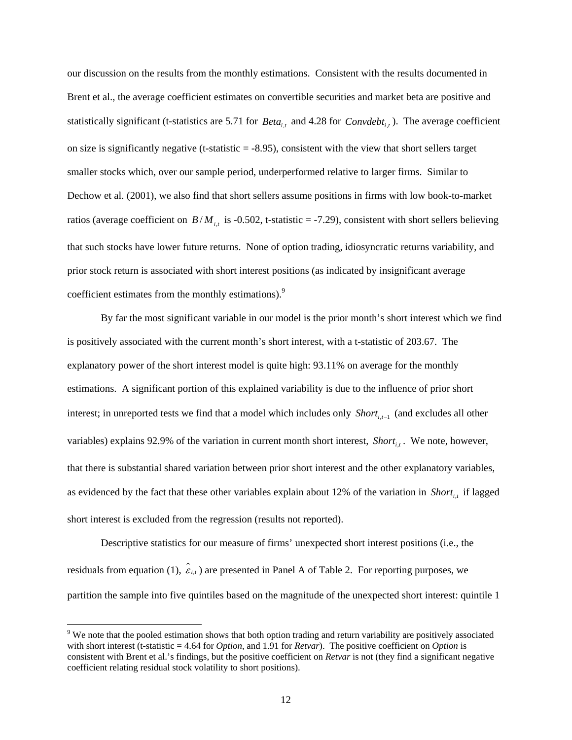our discussion on the results from the monthly estimations. Consistent with the results documented in Brent et al., the average coefficient estimates on convertible securities and market beta are positive and statistically significant (t-statistics are 5.71 for $Beta_{i,t}$ and 4.28 for $Convdebt_{i,t}$). The average coefficient on size is significantly negative (t-statistic = -8.95), consistent with the view that short sellers target smaller stocks which, over our sample period, underperformed relative to larger firms. Similar to Dechow et al. (2001), we also find that short sellers assume positions in firms with low book-to-market ratios (average coefficient on $B/M_{i,t}$ is -0.502, t-statistic = -7.29), consistent with short sellers believing that such stocks have lower future returns. None of option trading, idiosyncratic returns variability, and prior stock return is associated with short interest positions (as indicated by insignificant average coefficient estimates from the monthly estimations).[9]

By far the most significant variable in our model is the prior month's short interest which we find is positively associated with the current month's short interest, with a t-statistic of 203.67. The explanatory power of the short interest model is quite high: 93.11% on average for the monthly estimations. A significant portion of this explained variability is due to the influence of prior short interest; in unreported tests we find that a model which includes only $Short_{i,t-1}$ (and excludes all other variables) explains 92.9% of the variation in current month short interest, $Short_{i,t}$. We note, however, that there is substantial shared variation between prior short interest and the other explanatory variables, as evidenced by the fact that these other variables explain about 12% of the variation in $Short_{i,t}$ if lagged short interest is excluded from the regression (results not reported).

Descriptive statistics for our measure of firms' unexpected short interest positions (i.e., the residuals from equation (1), $\hat{\varepsilon}_{i,t}$) are presented in Panel A of Table 2. For reporting purposes, we partition the sample into five quintiles based on the magnitude of the unexpected short interest: quintile 1

---

[9] We note that the pooled estimation shows that both option trading and return variability are positively associated with short interest (t-statistic = 4.64 for *Option*, and 1.91 for *Retvar*). The positive coefficient on *Option* is consistent with Brent et al.'s findings, but the positive coefficient on *Retvar* is not (they find a significant negative coefficient relating residual stock volatility to short positions).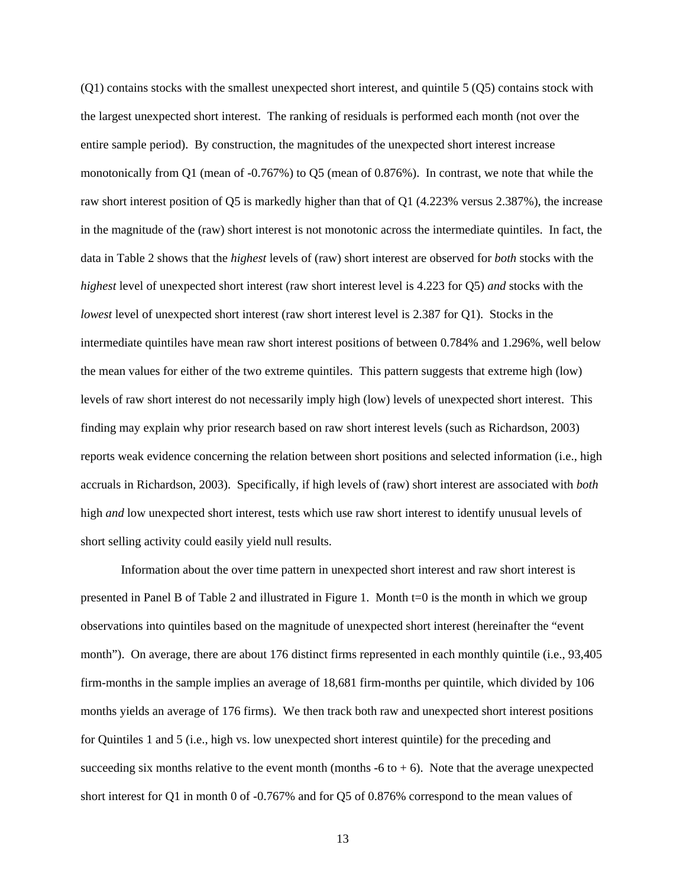(Q1) contains stocks with the smallest unexpected short interest, and quintile 5 (Q5) contains stock with the largest unexpected short interest. The ranking of residuals is performed each month (not over the entire sample period). By construction, the magnitudes of the unexpected short interest increase monotonically from Q1 (mean of -0.767%) to Q5 (mean of 0.876%). In contrast, we note that while the raw short interest position of Q5 is markedly higher than that of Q1 (4.223% versus 2.387%), the increase in the magnitude of the (raw) short interest is not monotonic across the intermediate quintiles. In fact, the data in Table 2 shows that the *highest* levels of (raw) short interest are observed for *both* stocks with the *highest* level of unexpected short interest (raw short interest level is 4.223 for Q5) *and* stocks with the *lowest* level of unexpected short interest (raw short interest level is 2.387 for Q1). Stocks in the intermediate quintiles have mean raw short interest positions of between 0.784% and 1.296%, well below the mean values for either of the two extreme quintiles. This pattern suggests that extreme high (low) levels of raw short interest do not necessarily imply high (low) levels of unexpected short interest. This finding may explain why prior research based on raw short interest levels (such as Richardson, 2003) reports weak evidence concerning the relation between short positions and selected information (i.e., high accruals in Richardson, 2003). Specifically, if high levels of (raw) short interest are associated with *both* high *and* low unexpected short interest, tests which use raw short interest to identify unusual levels of short selling activity could easily yield null results.

Information about the over time pattern in unexpected short interest and raw short interest is presented in Panel B of Table 2 and illustrated in Figure 1. Month t=0 is the month in which we group observations into quintiles based on the magnitude of unexpected short interest (hereinafter the "event month"). On average, there are about 176 distinct firms represented in each monthly quintile (i.e., 93,405 firm-months in the sample implies an average of 18,681 firm-months per quintile, which divided by 106 months yields an average of 176 firms). We then track both raw and unexpected short interest positions for Quintiles 1 and 5 (i.e., high vs. low unexpected short interest quintile) for the preceding and succeeding six months relative to the event month (months -6 to + 6). Note that the average unexpected short interest for Q1 in month 0 of -0.767% and for Q5 of 0.876% correspond to the mean values of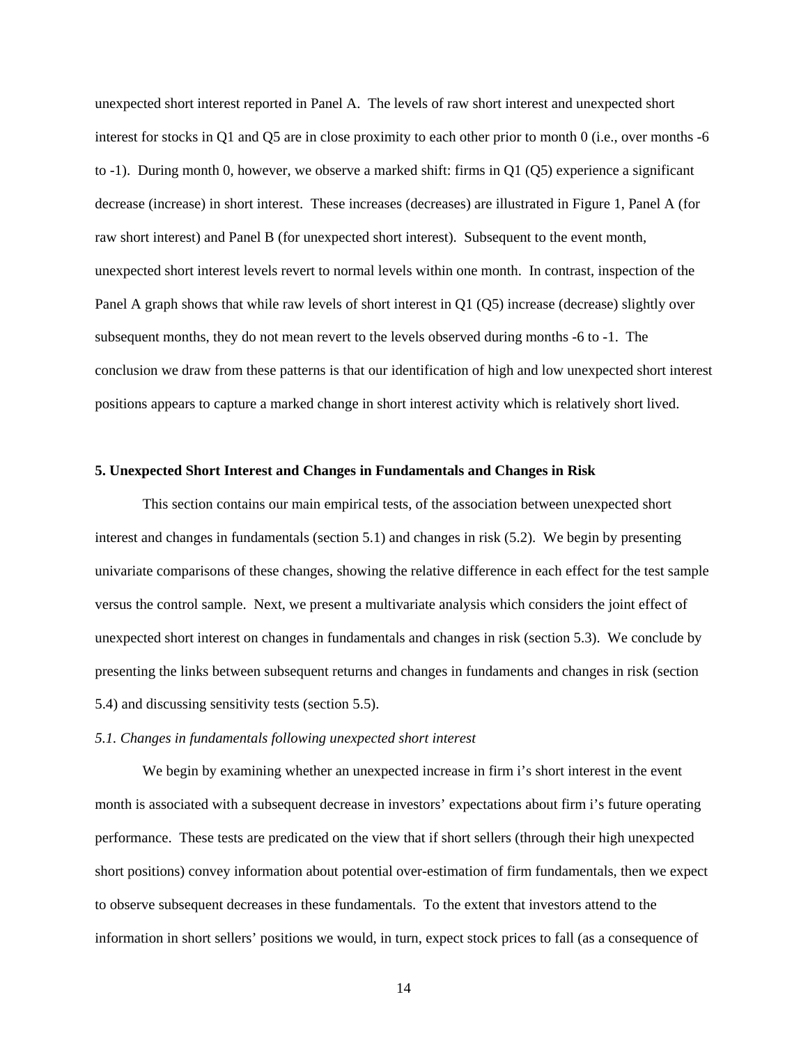unexpected short interest reported in Panel A. The levels of raw short interest and unexpected short interest for stocks in Q1 and Q5 are in close proximity to each other prior to month 0 (i.e., over months -6 to -1). During month 0, however, we observe a marked shift: firms in Q1 (Q5) experience a significant decrease (increase) in short interest. These increases (decreases) are illustrated in Figure 1, Panel A (for raw short interest) and Panel B (for unexpected short interest). Subsequent to the event month, unexpected short interest levels revert to normal levels within one month. In contrast, inspection of the Panel A graph shows that while raw levels of short interest in Q1 (Q5) increase (decrease) slightly over subsequent months, they do not mean revert to the levels observed during months -6 to -1. The conclusion we draw from these patterns is that our identification of high and low unexpected short interest positions appears to capture a marked change in short interest activity which is relatively short lived.

## 5. Unexpected Short Interest and Changes in Fundamentals and Changes in Risk

This section contains our main empirical tests, of the association between unexpected short interest and changes in fundamentals (section 5.1) and changes in risk (5.2). We begin by presenting univariate comparisons of these changes, showing the relative difference in each effect for the test sample versus the control sample. Next, we present a multivariate analysis which considers the joint effect of unexpected short interest on changes in fundamentals and changes in risk (section 5.3). We conclude by presenting the links between subsequent returns and changes in fundaments and changes in risk (section 5.4) and discussing sensitivity tests (section 5.5).

### *5.1. Changes in fundamentals following unexpected short interest*

We begin by examining whether an unexpected increase in firm i's short interest in the event month is associated with a subsequent decrease in investors' expectations about firm i's future operating performance. These tests are predicated on the view that if short sellers (through their high unexpected short positions) convey information about potential over-estimation of firm fundamentals, then we expect to observe subsequent decreases in these fundamentals. To the extent that investors attend to the information in short sellers' positions we would, in turn, expect stock prices to fall (as a consequence of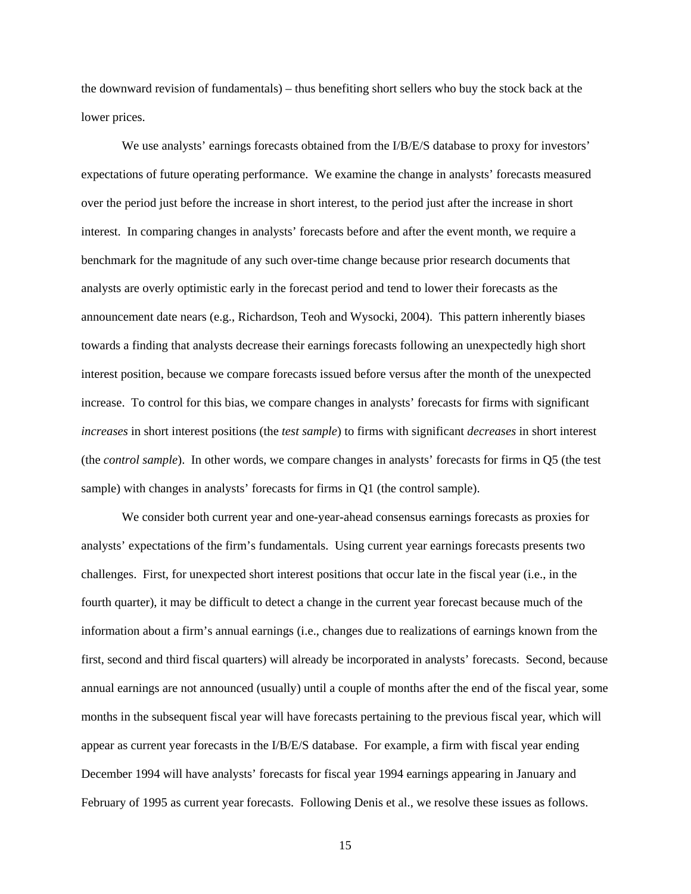the downward revision of fundamentals) – thus benefiting short sellers who buy the stock back at the lower prices.

We use analysts' earnings forecasts obtained from the I/B/E/S database to proxy for investors' expectations of future operating performance. We examine the change in analysts' forecasts measured over the period just before the increase in short interest, to the period just after the increase in short interest. In comparing changes in analysts' forecasts before and after the event month, we require a benchmark for the magnitude of any such over-time change because prior research documents that analysts are overly optimistic early in the forecast period and tend to lower their forecasts as the announcement date nears (e.g., Richardson, Teoh and Wysocki, 2004). This pattern inherently biases towards a finding that analysts decrease their earnings forecasts following an unexpectedly high short interest position, because we compare forecasts issued before versus after the month of the unexpected increase. To control for this bias, we compare changes in analysts' forecasts for firms with significant *increases* in short interest positions (the *test sample*) to firms with significant *decreases* in short interest (the *control sample*). In other words, we compare changes in analysts' forecasts for firms in Q5 (the test sample) with changes in analysts' forecasts for firms in Q1 (the control sample).

We consider both current year and one-year-ahead consensus earnings forecasts as proxies for analysts' expectations of the firm's fundamentals. Using current year earnings forecasts presents two challenges. First, for unexpected short interest positions that occur late in the fiscal year (i.e., in the fourth quarter), it may be difficult to detect a change in the current year forecast because much of the information about a firm's annual earnings (i.e., changes due to realizations of earnings known from the first, second and third fiscal quarters) will already be incorporated in analysts' forecasts. Second, because annual earnings are not announced (usually) until a couple of months after the end of the fiscal year, some months in the subsequent fiscal year will have forecasts pertaining to the previous fiscal year, which will appear as current year forecasts in the I/B/E/S database. For example, a firm with fiscal year ending December 1994 will have analysts' forecasts for fiscal year 1994 earnings appearing in January and February of 1995 as current year forecasts. Following Denis et al., we resolve these issues as follows.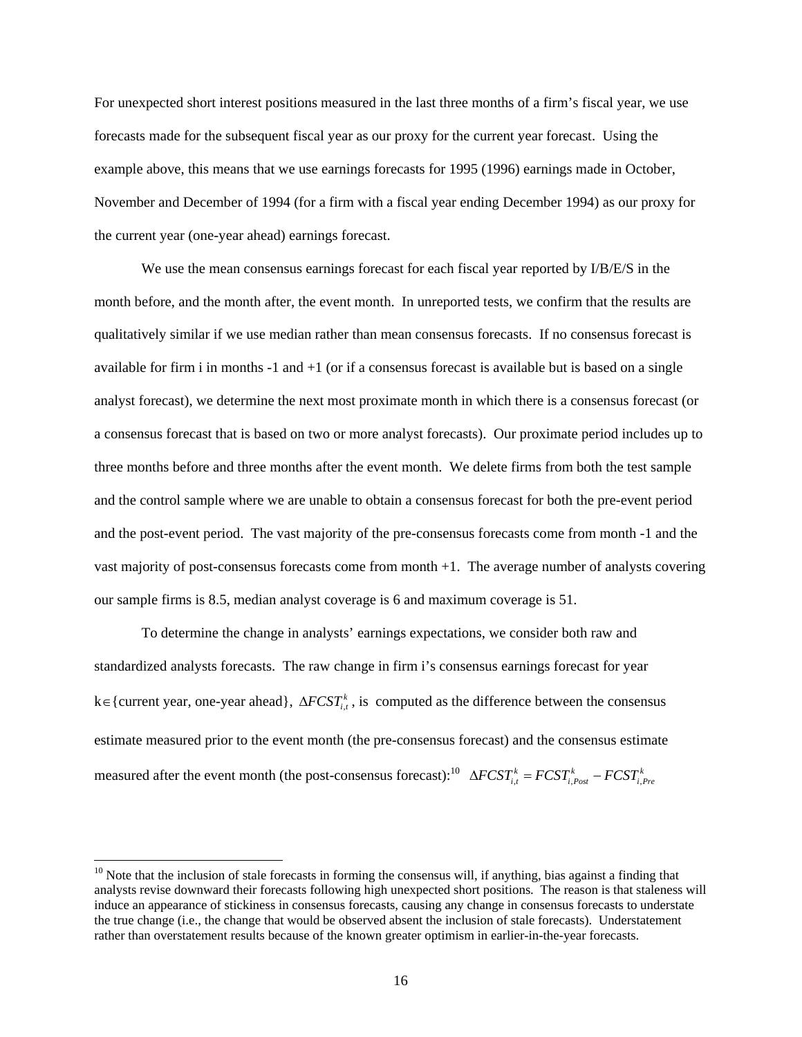For unexpected short interest positions measured in the last three months of a firm's fiscal year, we use forecasts made for the subsequent fiscal year as our proxy for the current year forecast. Using the example above, this means that we use earnings forecasts for 1995 (1996) earnings made in October, November and December of 1994 (for a firm with a fiscal year ending December 1994) as our proxy for the current year (one-year ahead) earnings forecast.

We use the mean consensus earnings forecast for each fiscal year reported by I/B/E/S in the month before, and the month after, the event month. In unreported tests, we confirm that the results are qualitatively similar if we use median rather than mean consensus forecasts. If no consensus forecast is available for firm i in months -1 and +1 (or if a consensus forecast is available but is based on a single analyst forecast), we determine the next most proximate month in which there is a consensus forecast (or a consensus forecast that is based on two or more analyst forecasts). Our proximate period includes up to three months before and three months after the event month. We delete firms from both the test sample and the control sample where we are unable to obtain a consensus forecast for both the pre-event period and the post-event period. The vast majority of the pre-consensus forecasts come from month -1 and the vast majority of post-consensus forecasts come from month +1. The average number of analysts covering our sample firms is 8.5, median analyst coverage is 6 and maximum coverage is 51.

To determine the change in analysts' earnings expectations, we consider both raw and standardized analysts forecasts. The raw change in firm i's consensus earnings forecast for year $k \in$ {current year, one-year ahead}, $\Delta FCST_{i,t}^{k}$, is computed as the difference between the consensus estimate measured prior to the event month (the pre-consensus forecast) and the consensus estimate measured after the event month (the post-consensus forecast):[10] $\Delta FCST_{i,t}^{k} = FCST_{i,Post}^{k} - FCST_{i,Pre}^{k}$

[10] Note that the inclusion of stale forecasts in forming the consensus will, if anything, bias against a finding that analysts revise downward their forecasts following high unexpected short positions. The reason is that staleness will induce an appearance of stickiness in consensus forecasts, causing any change in consensus forecasts to understate the true change (i.e., the change that would be observed absent the inclusion of stale forecasts). Understatement rather than overstatement results because of the known greater optimism in earlier-in-the-year forecasts.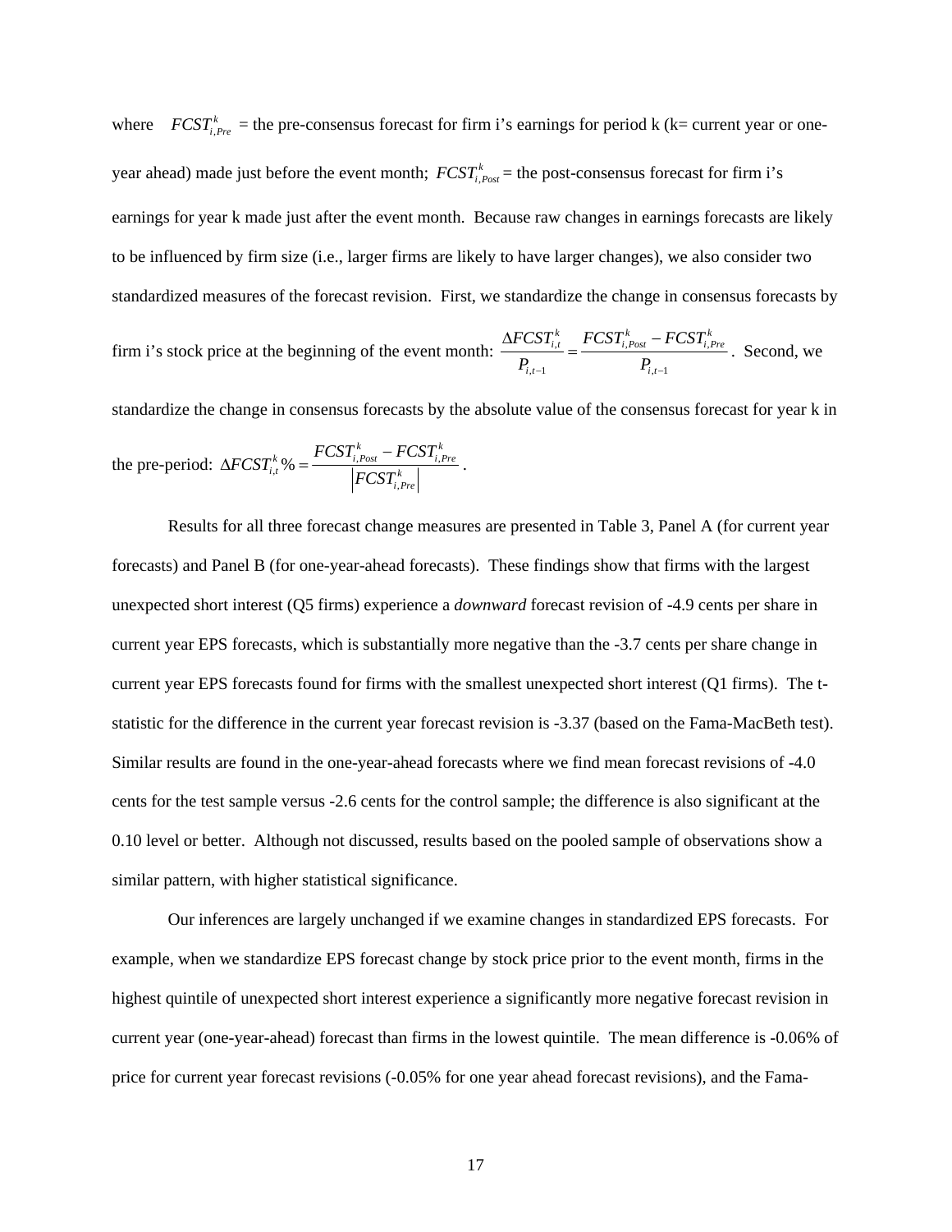where $FCST^{k}_{i,Pre}$ = the pre-consensus forecast for firm i's earnings for period k (k= current year or one-year ahead) made just before the event month; $FCST^{k}_{i,Post}$ = the post-consensus forecast for firm i's earnings for year k made just after the event month. Because raw changes in earnings forecasts are likely to be influenced by firm size (i.e., larger firms are likely to have larger changes), we also consider two standardized measures of the forecast revision. First, we standardize the change in consensus forecasts by firm i's stock price at the beginning of the event month: $\frac{\Delta FCST^{k}_{i,t}}{P_{i,t-1}} = \frac{FCST^{k}_{i,Post} - FCST^{k}_{i,Pre}}{P_{i,t-1}}$. Second, we standardize the change in consensus forecasts by the absolute value of the consensus forecast for year k in the pre-period: $\Delta FCST^{k}_{i,t}\% = \frac{FCST^{k}_{i,Post} - FCST^{k}_{i,Pre}}{\left|FCST^{k}_{i,Pre}\right|}$.

Results for all three forecast change measures are presented in Table 3, Panel A (for current year forecasts) and Panel B (for one-year-ahead forecasts). These findings show that firms with the largest unexpected short interest (Q5 firms) experience a *downward* forecast revision of -4.9 cents per share in current year EPS forecasts, which is substantially more negative than the -3.7 cents per share change in current year EPS forecasts found for firms with the smallest unexpected short interest (Q1 firms). The t-statistic for the difference in the current year forecast revision is -3.37 (based on the Fama-MacBeth test). Similar results are found in the one-year-ahead forecasts where we find mean forecast revisions of -4.0 cents for the test sample versus -2.6 cents for the control sample; the difference is also significant at the 0.10 level or better. Although not discussed, results based on the pooled sample of observations show a similar pattern, with higher statistical significance.

Our inferences are largely unchanged if we examine changes in standardized EPS forecasts. For example, when we standardize EPS forecast change by stock price prior to the event month, firms in the highest quintile of unexpected short interest experience a significantly more negative forecast revision in current year (one-year-ahead) forecast than firms in the lowest quintile. The mean difference is -0.06% of price for current year forecast revisions (-0.05% for one year ahead forecast revisions), and the Fama-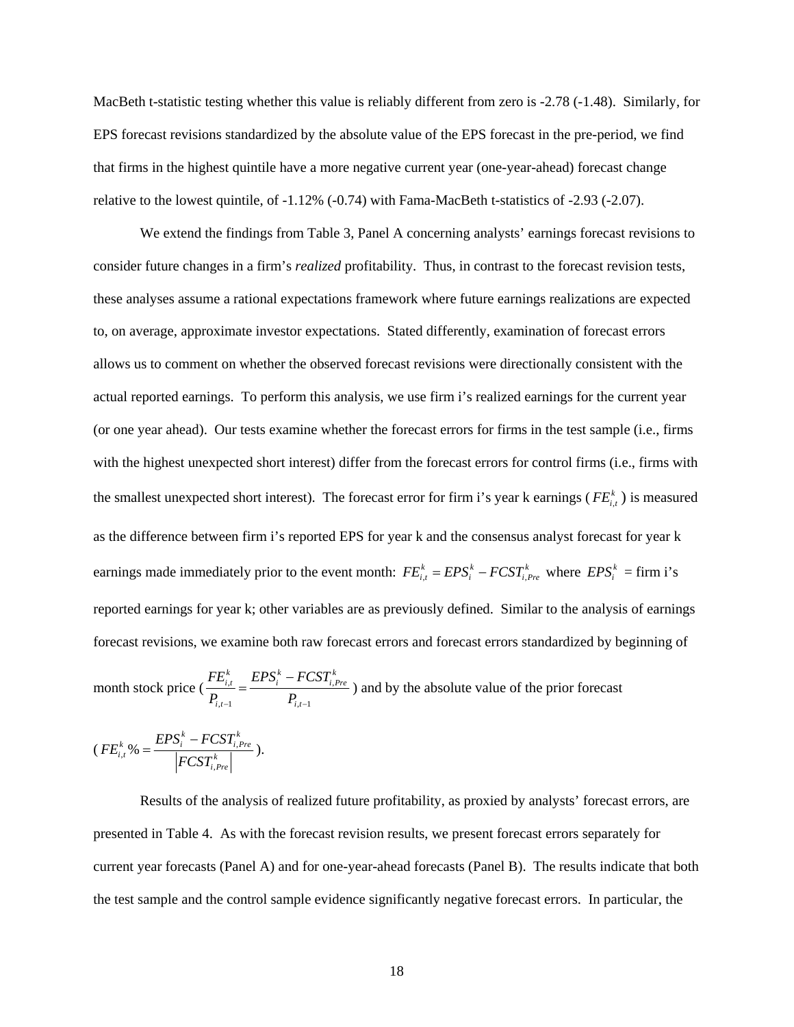MacBeth t-statistic testing whether this value is reliably different from zero is -2.78 (-1.48). Similarly, for EPS forecast revisions standardized by the absolute value of the EPS forecast in the pre-period, we find that firms in the highest quintile have a more negative current year (one-year-ahead) forecast change relative to the lowest quintile, of -1.12% (-0.74) with Fama-MacBeth t-statistics of -2.93 (-2.07).

We extend the findings from Table 3, Panel A concerning analysts' earnings forecast revisions to consider future changes in a firm's *realized* profitability. Thus, in contrast to the forecast revision tests, these analyses assume a rational expectations framework where future earnings realizations are expected to, on average, approximate investor expectations. Stated differently, examination of forecast errors allows us to comment on whether the observed forecast revisions were directionally consistent with the actual reported earnings. To perform this analysis, we use firm i's realized earnings for the current year (or one year ahead). Our tests examine whether the forecast errors for firms in the test sample (i.e., firms with the highest unexpected short interest) differ from the forecast errors for control firms (i.e., firms with the smallest unexpected short interest). The forecast error for firm i's year k earnings ( $FE_{i,t}^{k}$ ) is measured as the difference between firm i's reported EPS for year k and the consensus analyst forecast for year k earnings made immediately prior to the event month: $FE_{i,t}^{k} = EPS_{i}^{k} - FCST_{i,Pre}^{k}$ where $EPS_{i}^{k}$ = firm i's reported earnings for year k; other variables are as previously defined. Similar to the analysis of earnings forecast revisions, we examine both raw forecast errors and forecast errors standardized by beginning of month stock price ( $\frac{FE_{i,t}^{k}}{P_{i,t-1}} = \frac{EPS_{i}^{k} - FCST_{i,Pre}^{k}}{P_{i,t-1}}$ ) and by the absolute value of the prior forecast ( $FE_{i,t}^{k}\% = \frac{EPS_{i}^{k} - FCST_{i,Pre}^{k}}{\left|FCST_{i,Pre}^{k}\right|}$ ).

Results of the analysis of realized future profitability, as proxied by analysts' forecast errors, are presented in Table 4. As with the forecast revision results, we present forecast errors separately for current year forecasts (Panel A) and for one-year-ahead forecasts (Panel B). The results indicate that both the test sample and the control sample evidence significantly negative forecast errors. In particular, the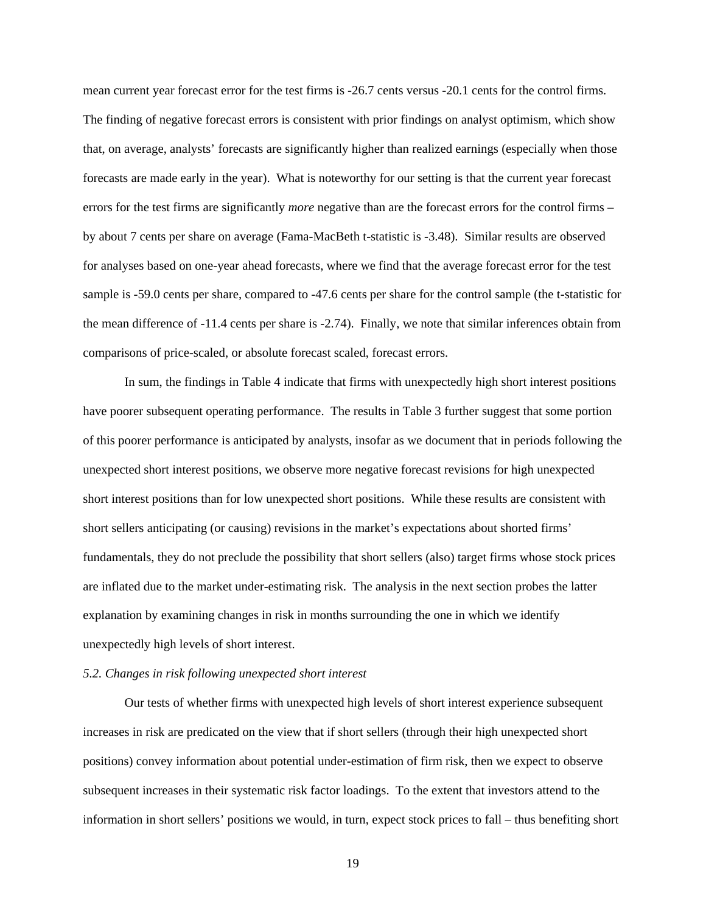mean current year forecast error for the test firms is -26.7 cents versus -20.1 cents for the control firms. The finding of negative forecast errors is consistent with prior findings on analyst optimism, which show that, on average, analysts' forecasts are significantly higher than realized earnings (especially when those forecasts are made early in the year). What is noteworthy for our setting is that the current year forecast errors for the test firms are significantly *more* negative than are the forecast errors for the control firms – by about 7 cents per share on average (Fama-MacBeth t-statistic is -3.48). Similar results are observed for analyses based on one-year ahead forecasts, where we find that the average forecast error for the test sample is -59.0 cents per share, compared to -47.6 cents per share for the control sample (the t-statistic for the mean difference of -11.4 cents per share is -2.74). Finally, we note that similar inferences obtain from comparisons of price-scaled, or absolute forecast scaled, forecast errors.

In sum, the findings in Table 4 indicate that firms with unexpectedly high short interest positions have poorer subsequent operating performance. The results in Table 3 further suggest that some portion of this poorer performance is anticipated by analysts, insofar as we document that in periods following the unexpected short interest positions, we observe more negative forecast revisions for high unexpected short interest positions than for low unexpected short positions. While these results are consistent with short sellers anticipating (or causing) revisions in the market's expectations about shorted firms' fundamentals, they do not preclude the possibility that short sellers (also) target firms whose stock prices are inflated due to the market under-estimating risk. The analysis in the next section probes the latter explanation by examining changes in risk in months surrounding the one in which we identify unexpectedly high levels of short interest.

*5.2. Changes in risk following unexpected short interest*

Our tests of whether firms with unexpected high levels of short interest experience subsequent increases in risk are predicated on the view that if short sellers (through their high unexpected short positions) convey information about potential under-estimation of firm risk, then we expect to observe subsequent increases in their systematic risk factor loadings. To the extent that investors attend to the information in short sellers' positions we would, in turn, expect stock prices to fall – thus benefiting short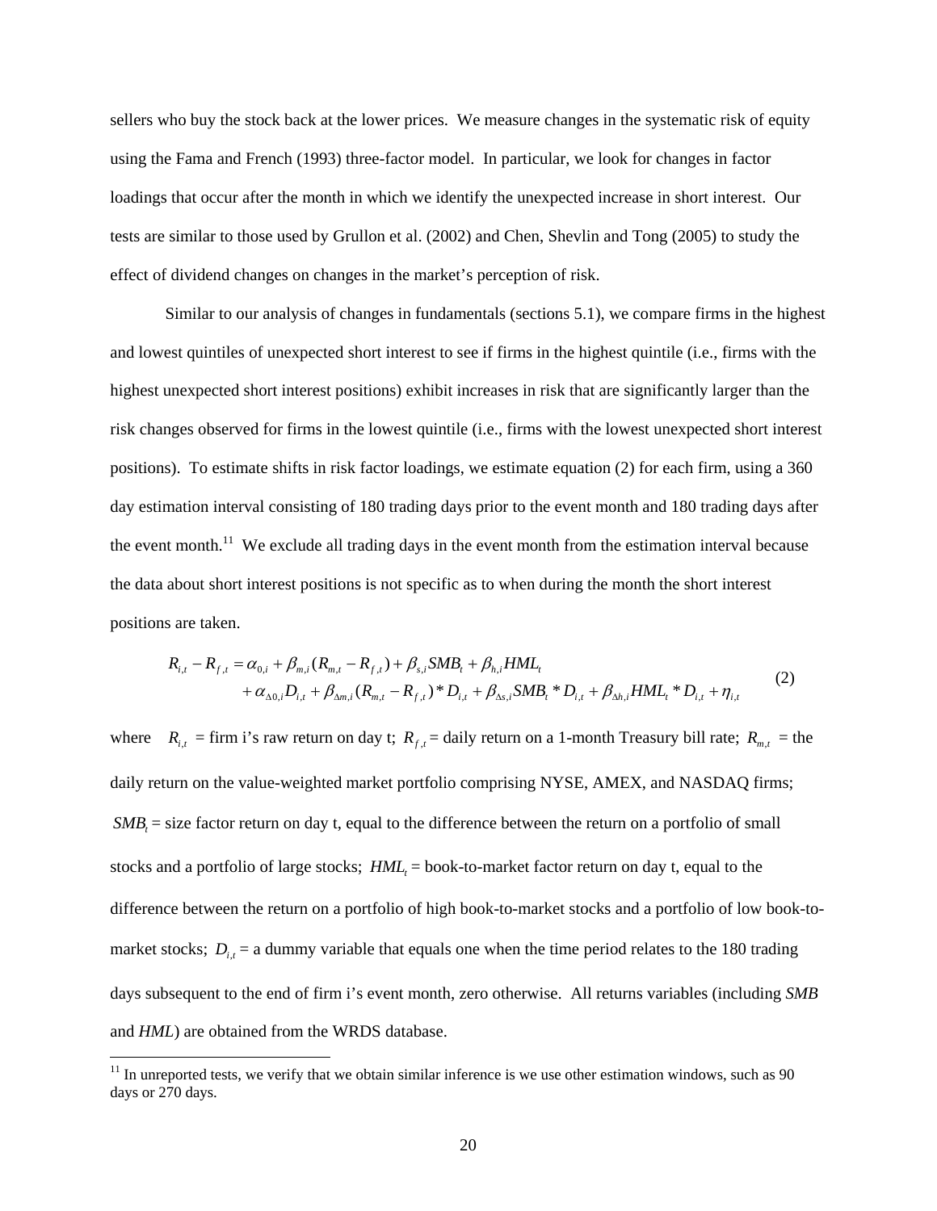sellers who buy the stock back at the lower prices. We measure changes in the systematic risk of equity using the Fama and French (1993) three-factor model. In particular, we look for changes in factor loadings that occur after the month in which we identify the unexpected increase in short interest. Our tests are similar to those used by Grullon et al. (2002) and Chen, Shevlin and Tong (2005) to study the effect of dividend changes on changes in the market's perception of risk.

Similar to our analysis of changes in fundamentals (sections 5.1), we compare firms in the highest and lowest quintiles of unexpected short interest to see if firms in the highest quintile (i.e., firms with the highest unexpected short interest positions) exhibit increases in risk that are significantly larger than the risk changes observed for firms in the lowest quintile (i.e., firms with the lowest unexpected short interest positions). To estimate shifts in risk factor loadings, we estimate equation (2) for each firm, using a 360 day estimation interval consisting of 180 trading days prior to the event month and 180 trading days after the event month.[11] We exclude all trading days in the event month from the estimation interval because the data about short interest positions is not specific as to when during the month the short interest positions are taken.

$$
\begin{aligned}
R_{i,t} - R_{f,t} &= \alpha_{0,i} + \beta_{m,i}(R_{m,t} - R_{f,t}) + \beta_{s,i} SMB_t + \beta_{h,i} HML_t \\
&\quad + \alpha_{\Delta 0,i} D_{i,t} + \beta_{\Delta m,i}(R_{m,t} - R_{f,t}) * D_{i,t} + \beta_{\Delta s,i} SMB_t * D_{i,t} + \beta_{\Delta h,i} HML_t * D_{i,t} + \eta_{i,t}
\end{aligned}
\tag{2}
$$

where $R_{i,t}$ = firm i's raw return on day t; $R_{f,t}$ = daily return on a 1-month Treasury bill rate; $R_{m,t}$ = the daily return on the value-weighted market portfolio comprising NYSE, AMEX, and NASDAQ firms; $SMB_t$ = size factor return on day t, equal to the difference between the return on a portfolio of small stocks and a portfolio of large stocks; $HML_t$ = book-to-market factor return on day t, equal to the difference between the return on a portfolio of high book-to-market stocks and a portfolio of low book-to-market stocks; $D_{i,t}$ = a dummy variable that equals one when the time period relates to the 180 trading days subsequent to the end of firm i's event month, zero otherwise. All returns variables (including *SMB* and *HML*) are obtained from the WRDS database.

[11] In unreported tests, we verify that we obtain similar inference is we use other estimation windows, such as 90 days or 270 days.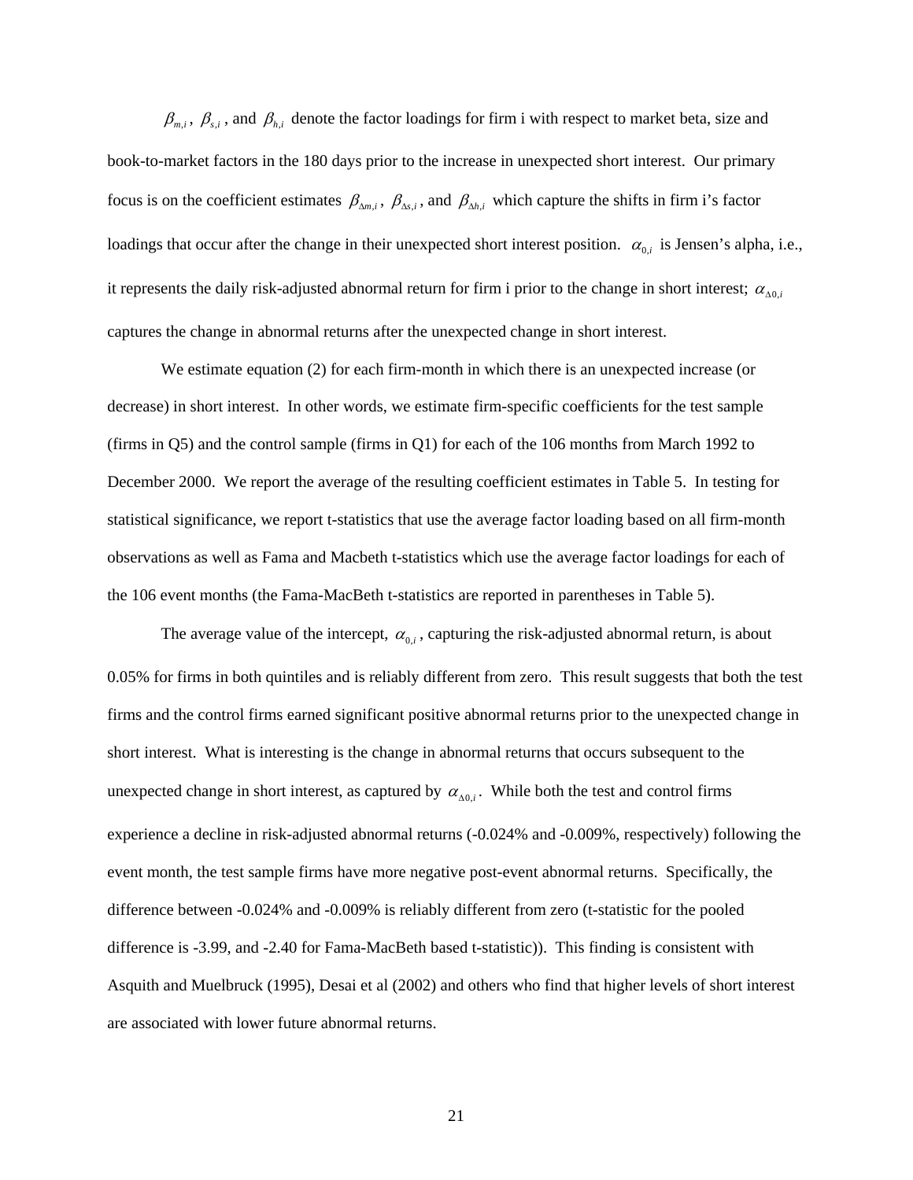$\beta_{m,i}$, $\beta_{s,i}$, and $\beta_{h,i}$ denote the factor loadings for firm i with respect to market beta, size and book-to-market factors in the 180 days prior to the increase in unexpected short interest. Our primary focus is on the coefficient estimates $\beta_{\Delta m,i}$, $\beta_{\Delta s,i}$, and $\beta_{\Delta h,i}$ which capture the shifts in firm i's factor loadings that occur after the change in their unexpected short interest position. $\alpha_{0,i}$ is Jensen's alpha, i.e., it represents the daily risk-adjusted abnormal return for firm i prior to the change in short interest; $\alpha_{\Delta 0,i}$ captures the change in abnormal returns after the unexpected change in short interest.

We estimate equation (2) for each firm-month in which there is an unexpected increase (or decrease) in short interest. In other words, we estimate firm-specific coefficients for the test sample (firms in Q5) and the control sample (firms in Q1) for each of the 106 months from March 1992 to December 2000. We report the average of the resulting coefficient estimates in Table 5. In testing for statistical significance, we report t-statistics that use the average factor loading based on all firm-month observations as well as Fama and Macbeth t-statistics which use the average factor loadings for each of the 106 event months (the Fama-MacBeth t-statistics are reported in parentheses in Table 5).

The average value of the intercept, $\alpha_{0,i}$, capturing the risk-adjusted abnormal return, is about 0.05% for firms in both quintiles and is reliably different from zero. This result suggests that both the test firms and the control firms earned significant positive abnormal returns prior to the unexpected change in short interest. What is interesting is the change in abnormal returns that occurs subsequent to the unexpected change in short interest, as captured by $\alpha_{\Delta 0,i}$. While both the test and control firms experience a decline in risk-adjusted abnormal returns (-0.024% and -0.009%, respectively) following the event month, the test sample firms have more negative post-event abnormal returns. Specifically, the difference between -0.024% and -0.009% is reliably different from zero (t-statistic for the pooled difference is -3.99, and -2.40 for Fama-MacBeth based t-statistic)). This finding is consistent with Asquith and Muelbruck (1995), Desai et al (2002) and others who find that higher levels of short interest are associated with lower future abnormal returns.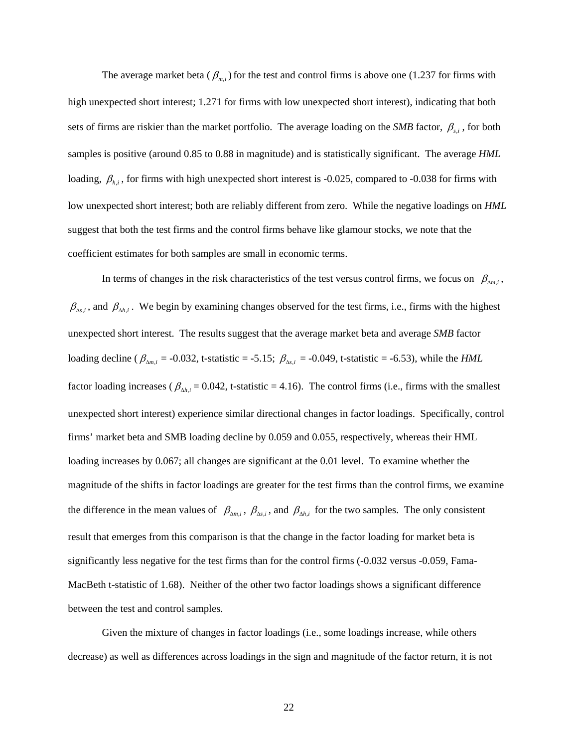The average market beta ( $\beta_{m,i}$ ) for the test and control firms is above one (1.237 for firms with high unexpected short interest; 1.271 for firms with low unexpected short interest), indicating that both sets of firms are riskier than the market portfolio. The average loading on the *SMB* factor, $\beta_{s,i}$ , for both samples is positive (around 0.85 to 0.88 in magnitude) and is statistically significant. The average *HML* loading, $\beta_{h,i}$ , for firms with high unexpected short interest is -0.025, compared to -0.038 for firms with low unexpected short interest; both are reliably different from zero. While the negative loadings on *HML* suggest that both the test firms and the control firms behave like glamour stocks, we note that the coefficient estimates for both samples are small in economic terms.

In terms of changes in the risk characteristics of the test versus control firms, we focus on $\beta_{\Delta m,i}$ , $\beta_{\Delta s,i}$ , and $\beta_{\Delta h,i}$ . We begin by examining changes observed for the test firms, i.e., firms with the highest unexpected short interest. The results suggest that the average market beta and average *SMB* factor loading decline ( $\beta_{\Delta m,i}$ = -0.032, t-statistic = -5.15; $\beta_{\Delta s,i}$ = -0.049, t-statistic = -6.53), while the *HML* factor loading increases ( $\beta_{\Delta h,i}$ = 0.042, t-statistic = 4.16). The control firms (i.e., firms with the smallest unexpected short interest) experience similar directional changes in factor loadings. Specifically, control firms' market beta and SMB loading decline by 0.059 and 0.055, respectively, whereas their HML loading increases by 0.067; all changes are significant at the 0.01 level. To examine whether the magnitude of the shifts in factor loadings are greater for the test firms than the control firms, we examine the difference in the mean values of $\beta_{\Delta m,i}$ , $\beta_{\Delta s,i}$ , and $\beta_{\Delta h,i}$ for the two samples. The only consistent result that emerges from this comparison is that the change in the factor loading for market beta is significantly less negative for the test firms than for the control firms (-0.032 versus -0.059, Fama-MacBeth t-statistic of 1.68). Neither of the other two factor loadings shows a significant difference between the test and control samples.

Given the mixture of changes in factor loadings (i.e., some loadings increase, while others decrease) as well as differences across loadings in the sign and magnitude of the factor return, it is not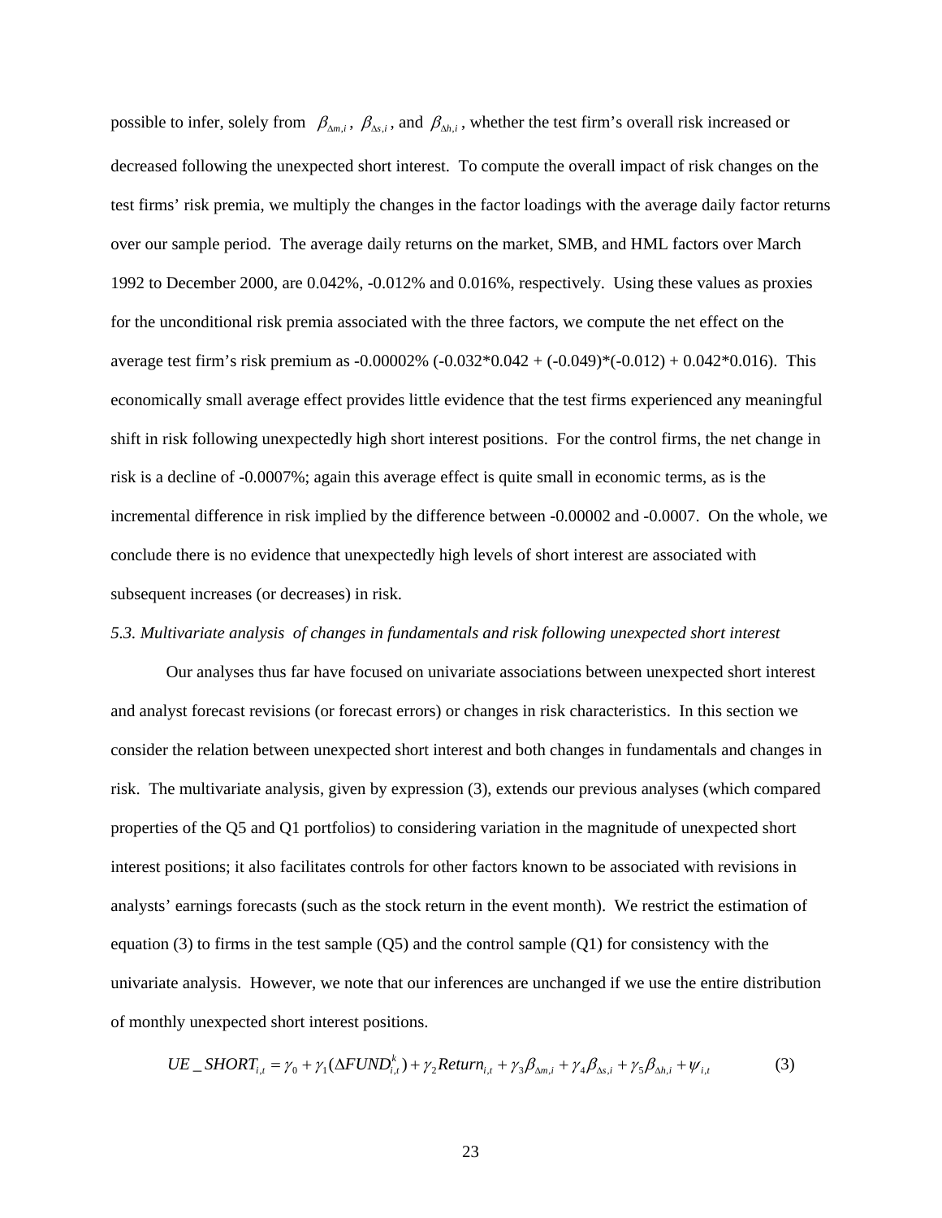possible to infer, solely from $\beta_{\Delta m,i}$, $\beta_{\Delta s,i}$, and $\beta_{\Delta h,i}$, whether the test firm's overall risk increased or decreased following the unexpected short interest. To compute the overall impact of risk changes on the test firms' risk premia, we multiply the changes in the factor loadings with the average daily factor returns over our sample period. The average daily returns on the market, SMB, and HML factors over March 1992 to December 2000, are 0.042%, -0.012% and 0.016%, respectively. Using these values as proxies for the unconditional risk premia associated with the three factors, we compute the net effect on the average test firm's risk premium as -0.00002% (-0.032*0.042 + (-0.049)*(-0.012) + 0.042*0.016). This economically small average effect provides little evidence that the test firms experienced any meaningful shift in risk following unexpectedly high short interest positions. For the control firms, the net change in risk is a decline of -0.0007%; again this average effect is quite small in economic terms, as is the incremental difference in risk implied by the difference between -0.00002 and -0.0007. On the whole, we conclude there is no evidence that unexpectedly high levels of short interest are associated with subsequent increases (or decreases) in risk.

*5.3. Multivariate analysis of changes in fundamentals and risk following unexpected short interest*

Our analyses thus far have focused on univariate associations between unexpected short interest and analyst forecast revisions (or forecast errors) or changes in risk characteristics. In this section we consider the relation between unexpected short interest and both changes in fundamentals and changes in risk. The multivariate analysis, given by expression (3), extends our previous analyses (which compared properties of the Q5 and Q1 portfolios) to considering variation in the magnitude of unexpected short interest positions; it also facilitates controls for other factors known to be associated with revisions in analysts' earnings forecasts (such as the stock return in the event month). We restrict the estimation of equation (3) to firms in the test sample (Q5) and the control sample (Q1) for consistency with the univariate analysis. However, we note that our inferences are unchanged if we use the entire distribution of monthly unexpected short interest positions.

$$UE\_SHORT_{i,t} = \gamma_0 + \gamma_1(\Delta FUND^k_{i,t}) + \gamma_2 Return_{i,t} + \gamma_3 \beta_{\Delta m,i} + \gamma_4 \beta_{\Delta s,i} + \gamma_5 \beta_{\Delta h,i} + \psi_{i,t} \qquad (3)$$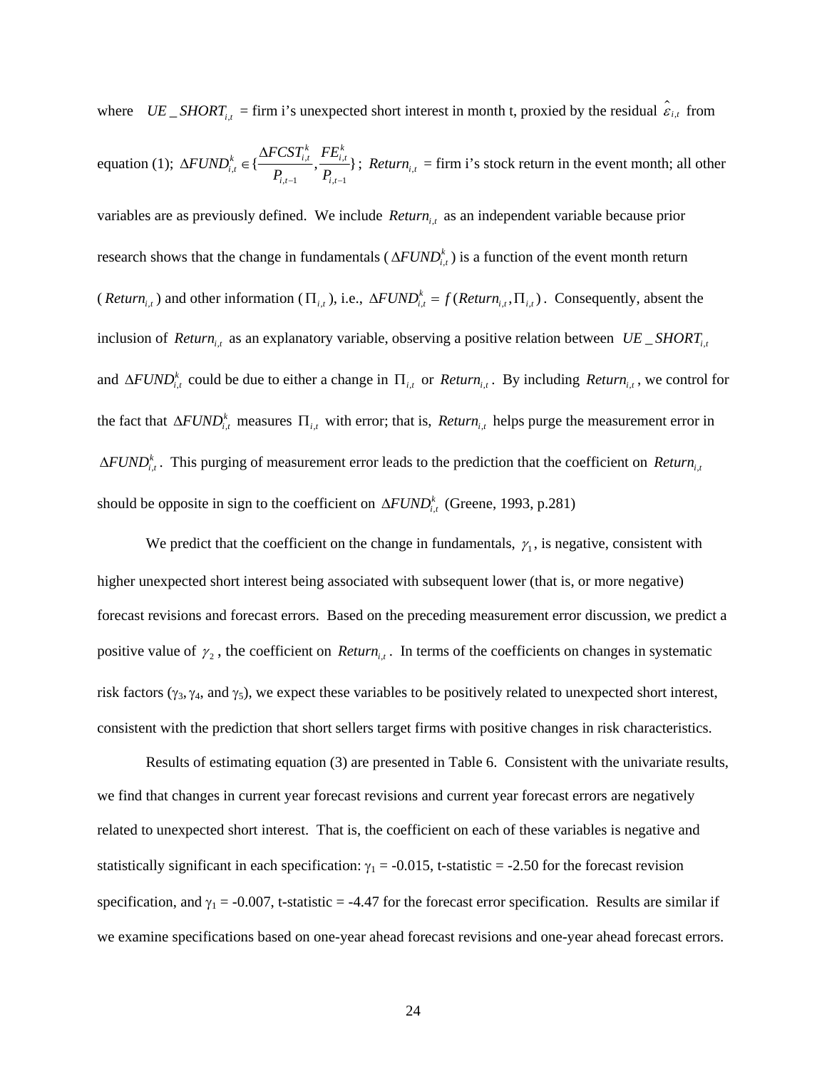where $UE\_SHORT_{i,t}$ = firm i's unexpected short interest in month t, proxied by the residual $\hat{\varepsilon}_{i,t}$ from equation (1); $\Delta FUND_{i,t}^{k} \in \{\frac{\Delta FCST_{i,t}^{k}}{P_{i,t-1}}, \frac{FE_{i,t}^{k}}{P_{i,t-1}}\}$; $Return_{i,t}$ = firm i's stock return in the event month; all other variables are as previously defined. We include $Return_{i,t}$ as an independent variable because prior research shows that the change in fundamentals ($\Delta FUND_{i,t}^{k}$) is a function of the event month return ($Return_{i,t}$) and other information ($\Pi_{i,t}$), i.e., $\Delta FUND_{i,t}^{k} = f(Return_{i,t}, \Pi_{i,t})$. Consequently, absent the inclusion of $Return_{i,t}$ as an explanatory variable, observing a positive relation between $UE\_SHORT_{i,t}$ and $\Delta FUND_{i,t}^{k}$ could be due to either a change in $\Pi_{i,t}$ or $Return_{i,t}$. By including $Return_{i,t}$, we control for the fact that $\Delta FUND_{i,t}^{k}$ measures $\Pi_{i,t}$ with error; that is, $Return_{i,t}$ helps purge the measurement error in $\Delta FUND_{i,t}^{k}$. This purging of measurement error leads to the prediction that the coefficient on $Return_{i,t}$ should be opposite in sign to the coefficient on $\Delta FUND_{i,t}^{k}$ (Greene, 1993, p.281)

We predict that the coefficient on the change in fundamentals, $\gamma_1$, is negative, consistent with higher unexpected short interest being associated with subsequent lower (that is, or more negative) forecast revisions and forecast errors. Based on the preceding measurement error discussion, we predict a positive value of $\gamma_2$, the coefficient on $Return_{i,t}$. In terms of the coefficients on changes in systematic risk factors ($\gamma_3$, $\gamma_4$, and $\gamma_5$), we expect these variables to be positively related to unexpected short interest, consistent with the prediction that short sellers target firms with positive changes in risk characteristics.

Results of estimating equation (3) are presented in Table 6. Consistent with the univariate results, we find that changes in current year forecast revisions and current year forecast errors are negatively related to unexpected short interest. That is, the coefficient on each of these variables is negative and statistically significant in each specification: $\gamma_1$ = -0.015, t-statistic = -2.50 for the forecast revision specification, and $\gamma_1$ = -0.007, t-statistic = -4.47 for the forecast error specification. Results are similar if we examine specifications based on one-year ahead forecast revisions and one-year ahead forecast errors.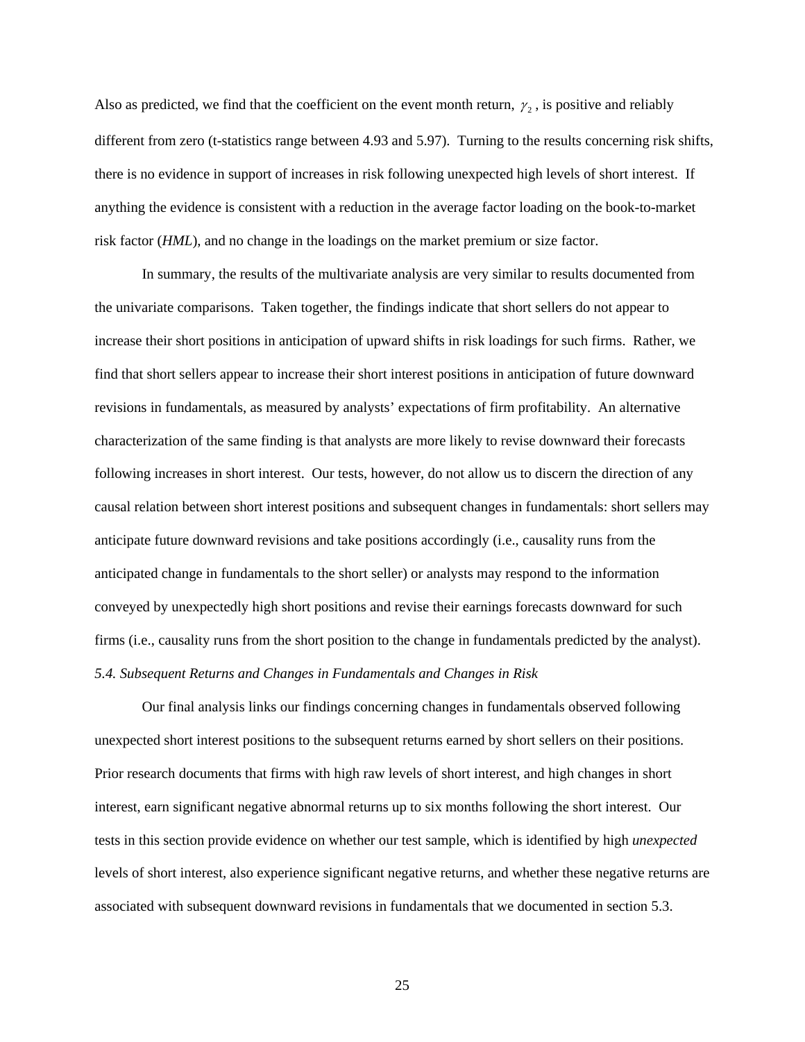Also as predicted, we find that the coefficient on the event month return, $\gamma_2$, is positive and reliably different from zero (t-statistics range between 4.93 and 5.97). Turning to the results concerning risk shifts, there is no evidence in support of increases in risk following unexpected high levels of short interest. If anything the evidence is consistent with a reduction in the average factor loading on the book-to-market risk factor (*HML*), and no change in the loadings on the market premium or size factor.

In summary, the results of the multivariate analysis are very similar to results documented from the univariate comparisons. Taken together, the findings indicate that short sellers do not appear to increase their short positions in anticipation of upward shifts in risk loadings for such firms. Rather, we find that short sellers appear to increase their short interest positions in anticipation of future downward revisions in fundamentals, as measured by analysts' expectations of firm profitability. An alternative characterization of the same finding is that analysts are more likely to revise downward their forecasts following increases in short interest. Our tests, however, do not allow us to discern the direction of any causal relation between short interest positions and subsequent changes in fundamentals: short sellers may anticipate future downward revisions and take positions accordingly (i.e., causality runs from the anticipated change in fundamentals to the short seller) or analysts may respond to the information conveyed by unexpectedly high short positions and revise their earnings forecasts downward for such firms (i.e., causality runs from the short position to the change in fundamentals predicted by the analyst).

### *5.4. Subsequent Returns and Changes in Fundamentals and Changes in Risk*

Our final analysis links our findings concerning changes in fundamentals observed following unexpected short interest positions to the subsequent returns earned by short sellers on their positions. Prior research documents that firms with high raw levels of short interest, and high changes in short interest, earn significant negative abnormal returns up to six months following the short interest. Our tests in this section provide evidence on whether our test sample, which is identified by high *unexpected* levels of short interest, also experience significant negative returns, and whether these negative returns are associated with subsequent downward revisions in fundamentals that we documented in section 5.3.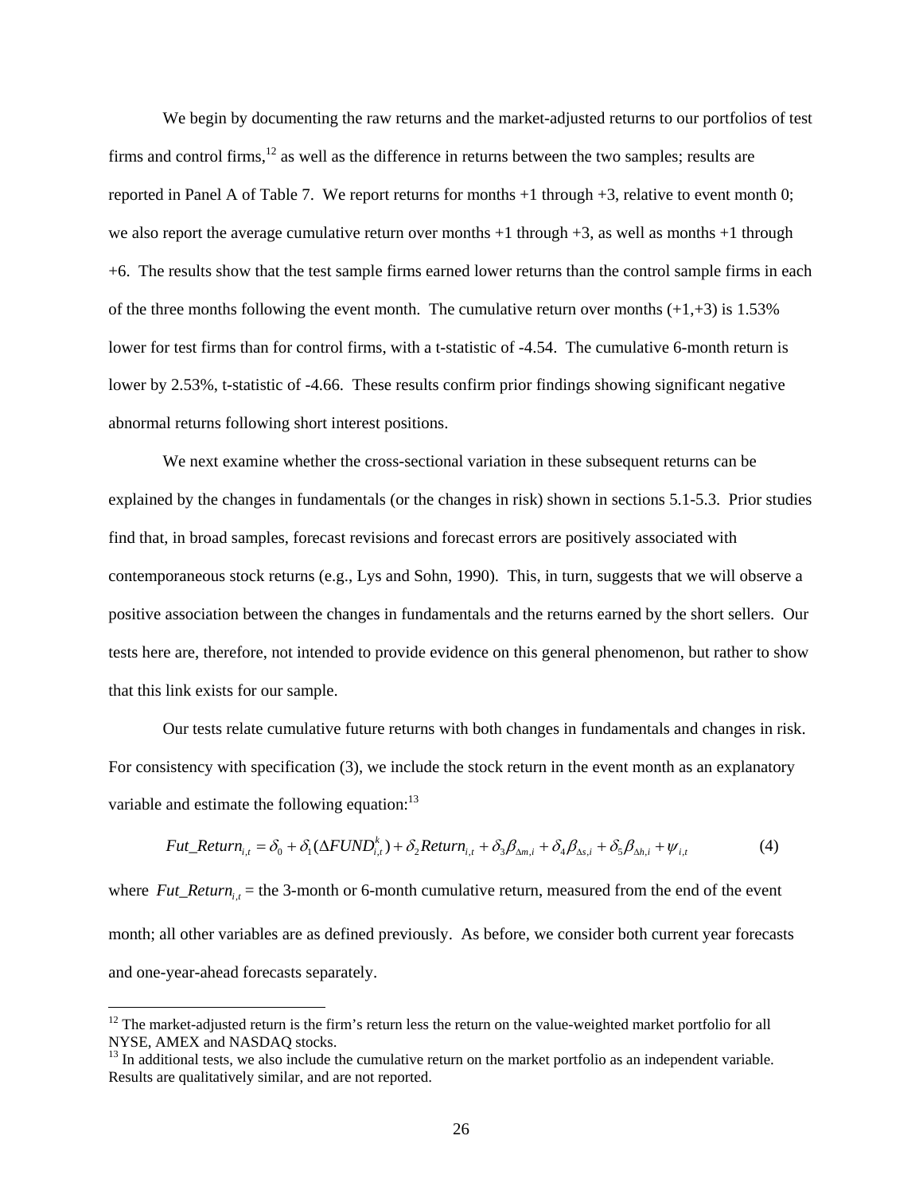We begin by documenting the raw returns and the market-adjusted returns to our portfolios of test firms and control firms,[12] as well as the difference in returns between the two samples; results are reported in Panel A of Table 7. We report returns for months +1 through +3, relative to event month 0; we also report the average cumulative return over months +1 through +3, as well as months +1 through +6. The results show that the test sample firms earned lower returns than the control sample firms in each of the three months following the event month. The cumulative return over months (+1,+3) is 1.53% lower for test firms than for control firms, with a t-statistic of -4.54. The cumulative 6-month return is lower by 2.53%, t-statistic of -4.66. These results confirm prior findings showing significant negative abnormal returns following short interest positions.

We next examine whether the cross-sectional variation in these subsequent returns can be explained by the changes in fundamentals (or the changes in risk) shown in sections 5.1-5.3. Prior studies find that, in broad samples, forecast revisions and forecast errors are positively associated with contemporaneous stock returns (e.g., Lys and Sohn, 1990). This, in turn, suggests that we will observe a positive association between the changes in fundamentals and the returns earned by the short sellers. Our tests here are, therefore, not intended to provide evidence on this general phenomenon, but rather to show that this link exists for our sample.

Our tests relate cumulative future returns with both changes in fundamentals and changes in risk. For consistency with specification (3), we include the stock return in the event month as an explanatory variable and estimate the following equation:[13]

$$Fut\_Return_{i,t} = \delta_0 + \delta_1(\Delta FUND_{i,t}^k) + \delta_2 Return_{i,t} + \delta_3 \beta_{\Delta m,i} + \delta_4 \beta_{\Delta s,i} + \delta_5 \beta_{\Delta h,i} + \psi_{i,t} \quad (4)$$

where $Fut\_Return_{i,t}$ = the 3-month or 6-month cumulative return, measured from the end of the event month; all other variables are as defined previously. As before, we consider both current year forecasts and one-year-ahead forecasts separately.

---

[12] The market-adjusted return is the firm's return less the return on the value-weighted market portfolio for all NYSE, AMEX and NASDAQ stocks.

[13] In additional tests, we also include the cumulative return on the market portfolio as an independent variable. Results are qualitatively similar, and are not reported.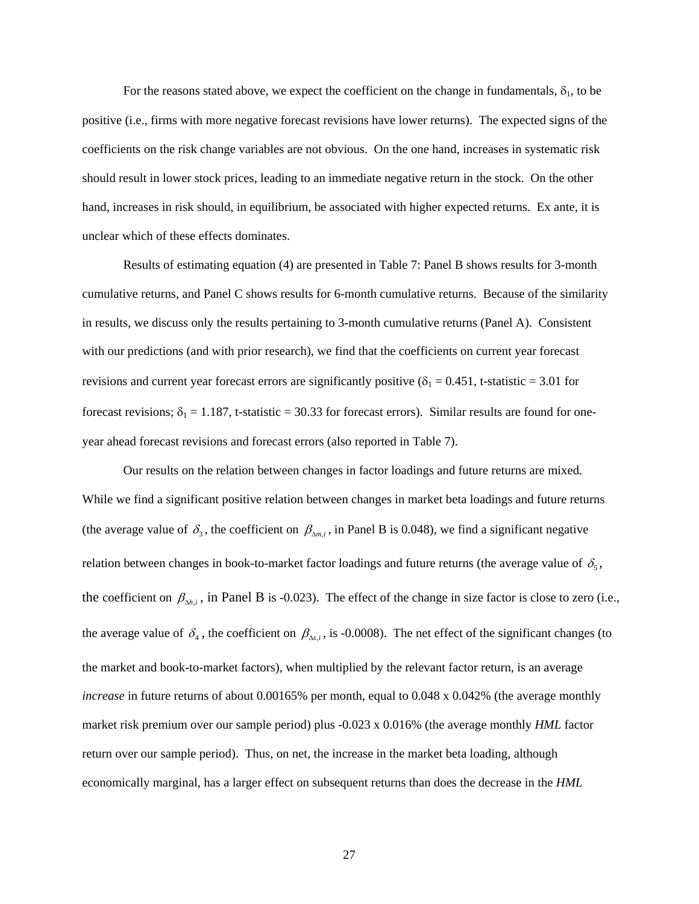For the reasons stated above, we expect the coefficient on the change in fundamentals, $\delta_1$, to be positive (i.e., firms with more negative forecast revisions have lower returns). The expected signs of the coefficients on the risk change variables are not obvious. On the one hand, increases in systematic risk should result in lower stock prices, leading to an immediate negative return in the stock. On the other hand, increases in risk should, in equilibrium, be associated with higher expected returns. Ex ante, it is unclear which of these effects dominates.

Results of estimating equation (4) are presented in Table 7: Panel B shows results for 3-month cumulative returns, and Panel C shows results for 6-month cumulative returns. Because of the similarity in results, we discuss only the results pertaining to 3-month cumulative returns (Panel A). Consistent with our predictions (and with prior research), we find that the coefficients on current year forecast revisions and current year forecast errors are significantly positive ($\delta_1$ = 0.451, t-statistic = 3.01 for forecast revisions; $\delta_1$ = 1.187, t-statistic = 30.33 for forecast errors). Similar results are found for one-year ahead forecast revisions and forecast errors (also reported in Table 7).

Our results on the relation between changes in factor loadings and future returns are mixed. While we find a significant positive relation between changes in market beta loadings and future returns (the average value of $\delta_3$, the coefficient on $\beta_{\Delta m,i}$, in Panel B is 0.048), we find a significant negative relation between changes in book-to-market factor loadings and future returns (the average value of $\delta_5$, the coefficient on $\beta_{\Delta h,i}$, in Panel B is -0.023). The effect of the change in size factor is close to zero (i.e., the average value of $\delta_4$, the coefficient on $\beta_{\Delta s,i}$, is -0.0008). The net effect of the significant changes (to the market and book-to-market factors), when multiplied by the relevant factor return, is an average *increase* in future returns of about 0.00165% per month, equal to 0.048 x 0.042% (the average monthly market risk premium over our sample period) plus -0.023 x 0.016% (the average monthly *HML* factor return over our sample period). Thus, on net, the increase in the market beta loading, although economically marginal, has a larger effect on subsequent returns than does the decrease in the *HML*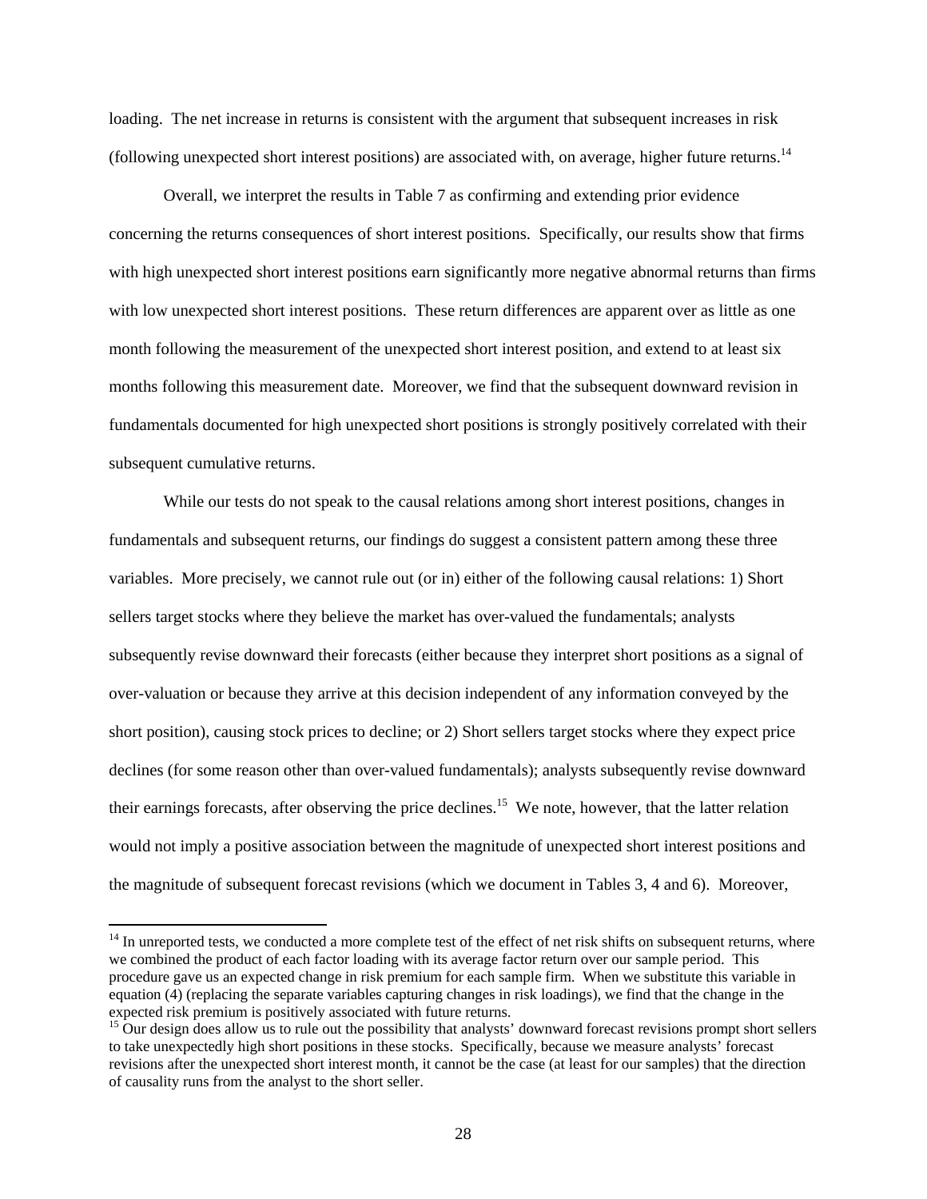loading. The net increase in returns is consistent with the argument that subsequent increases in risk (following unexpected short interest positions) are associated with, on average, higher future returns.[14]

Overall, we interpret the results in Table 7 as confirming and extending prior evidence concerning the returns consequences of short interest positions. Specifically, our results show that firms with high unexpected short interest positions earn significantly more negative abnormal returns than firms with low unexpected short interest positions. These return differences are apparent over as little as one month following the measurement of the unexpected short interest position, and extend to at least six months following this measurement date. Moreover, we find that the subsequent downward revision in fundamentals documented for high unexpected short positions is strongly positively correlated with their subsequent cumulative returns.

While our tests do not speak to the causal relations among short interest positions, changes in fundamentals and subsequent returns, our findings do suggest a consistent pattern among these three variables. More precisely, we cannot rule out (or in) either of the following causal relations: 1) Short sellers target stocks where they believe the market has over-valued the fundamentals; analysts subsequently revise downward their forecasts (either because they interpret short positions as a signal of over-valuation or because they arrive at this decision independent of any information conveyed by the short position), causing stock prices to decline; or 2) Short sellers target stocks where they expect price declines (for some reason other than over-valued fundamentals); analysts subsequently revise downward their earnings forecasts, after observing the price declines.[15] We note, however, that the latter relation would not imply a positive association between the magnitude of unexpected short interest positions and the magnitude of subsequent forecast revisions (which we document in Tables 3, 4 and 6). Moreover,

---

[14] In unreported tests, we conducted a more complete test of the effect of net risk shifts on subsequent returns, where we combined the product of each factor loading with its average factor return over our sample period. This procedure gave us an expected change in risk premium for each sample firm. When we substitute this variable in equation (4) (replacing the separate variables capturing changes in risk loadings), we find that the change in the expected risk premium is positively associated with future returns.

[15] Our design does allow us to rule out the possibility that analysts' downward forecast revisions prompt short sellers to take unexpectedly high short positions in these stocks. Specifically, because we measure analysts' forecast revisions after the unexpected short interest month, it cannot be the case (at least for our samples) that the direction of causality runs from the analyst to the short seller.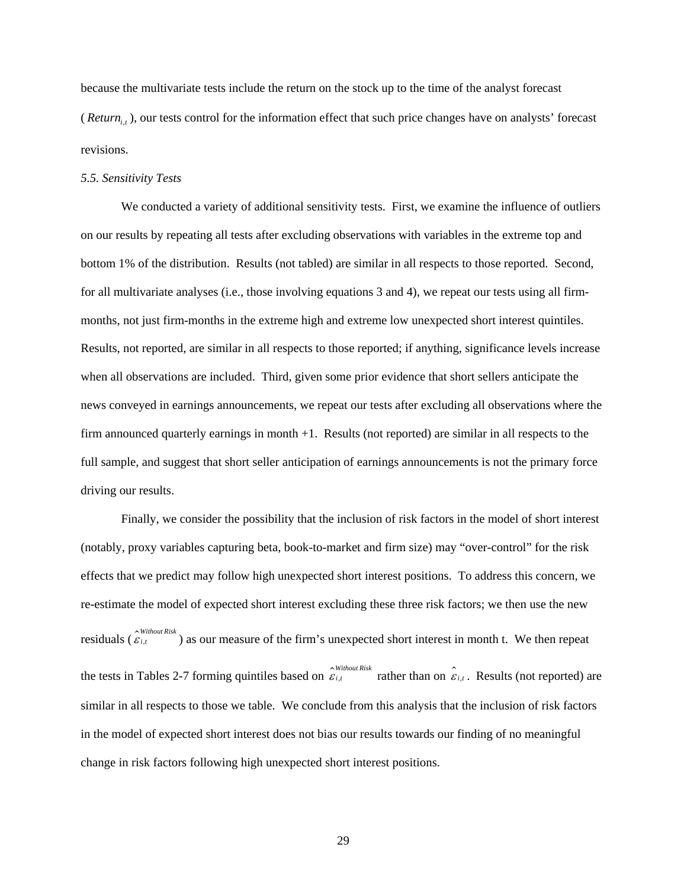because the multivariate tests include the return on the stock up to the time of the analyst forecast ($Return_{i,t}$), our tests control for the information effect that such price changes have on analysts' forecast revisions.

*5.5. Sensitivity Tests*

We conducted a variety of additional sensitivity tests. First, we examine the influence of outliers on our results by repeating all tests after excluding observations with variables in the extreme top and bottom 1% of the distribution. Results (not tabled) are similar in all respects to those reported. Second, for all multivariate analyses (i.e., those involving equations 3 and 4), we repeat our tests using all firm-months, not just firm-months in the extreme high and extreme low unexpected short interest quintiles. Results, not reported, are similar in all respects to those reported; if anything, significance levels increase when all observations are included. Third, given some prior evidence that short sellers anticipate the news conveyed in earnings announcements, we repeat our tests after excluding all observations where the firm announced quarterly earnings in month +1. Results (not reported) are similar in all respects to the full sample, and suggest that short seller anticipation of earnings announcements is not the primary force driving our results.

Finally, we consider the possibility that the inclusion of risk factors in the model of short interest (notably, proxy variables capturing beta, book-to-market and firm size) may "over-control" for the risk effects that we predict may follow high unexpected short interest positions. To address this concern, we re-estimate the model of expected short interest excluding these three risk factors; we then use the new residuals ($\hat{\varepsilon}_{i,t}^{Without\ Risk}$) as our measure of the firm's unexpected short interest in month t. We then repeat the tests in Tables 2-7 forming quintiles based on $\hat{\varepsilon}_{i,t}^{Without\ Risk}$ rather than on $\hat{\varepsilon}_{i,t}$. Results (not reported) are similar in all respects to those we table. We conclude from this analysis that the inclusion of risk factors in the model of expected short interest does not bias our results towards our finding of no meaningful change in risk factors following high unexpected short interest positions.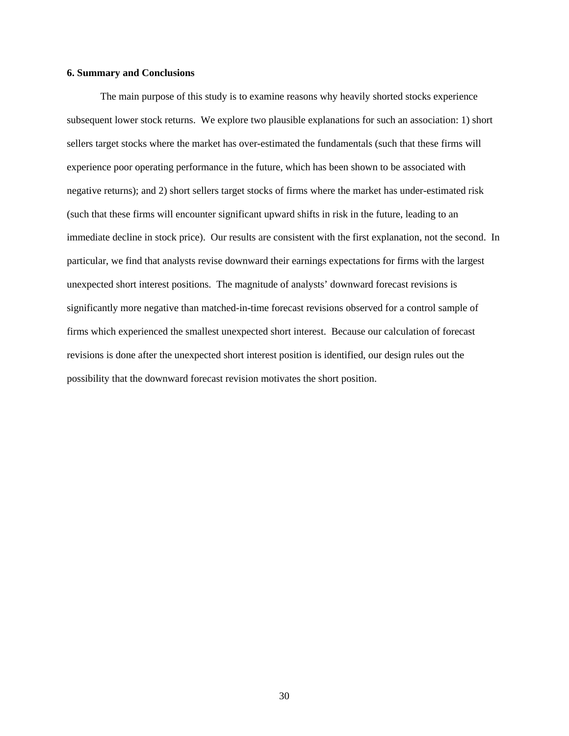## 6. Summary and Conclusions

The main purpose of this study is to examine reasons why heavily shorted stocks experience subsequent lower stock returns. We explore two plausible explanations for such an association: 1) short sellers target stocks where the market has over-estimated the fundamentals (such that these firms will experience poor operating performance in the future, which has been shown to be associated with negative returns); and 2) short sellers target stocks of firms where the market has under-estimated risk (such that these firms will encounter significant upward shifts in risk in the future, leading to an immediate decline in stock price). Our results are consistent with the first explanation, not the second. In particular, we find that analysts revise downward their earnings expectations for firms with the largest unexpected short interest positions. The magnitude of analysts' downward forecast revisions is significantly more negative than matched-in-time forecast revisions observed for a control sample of firms which experienced the smallest unexpected short interest. Because our calculation of forecast revisions is done after the unexpected short interest position is identified, our design rules out the possibility that the downward forecast revision motivates the short position.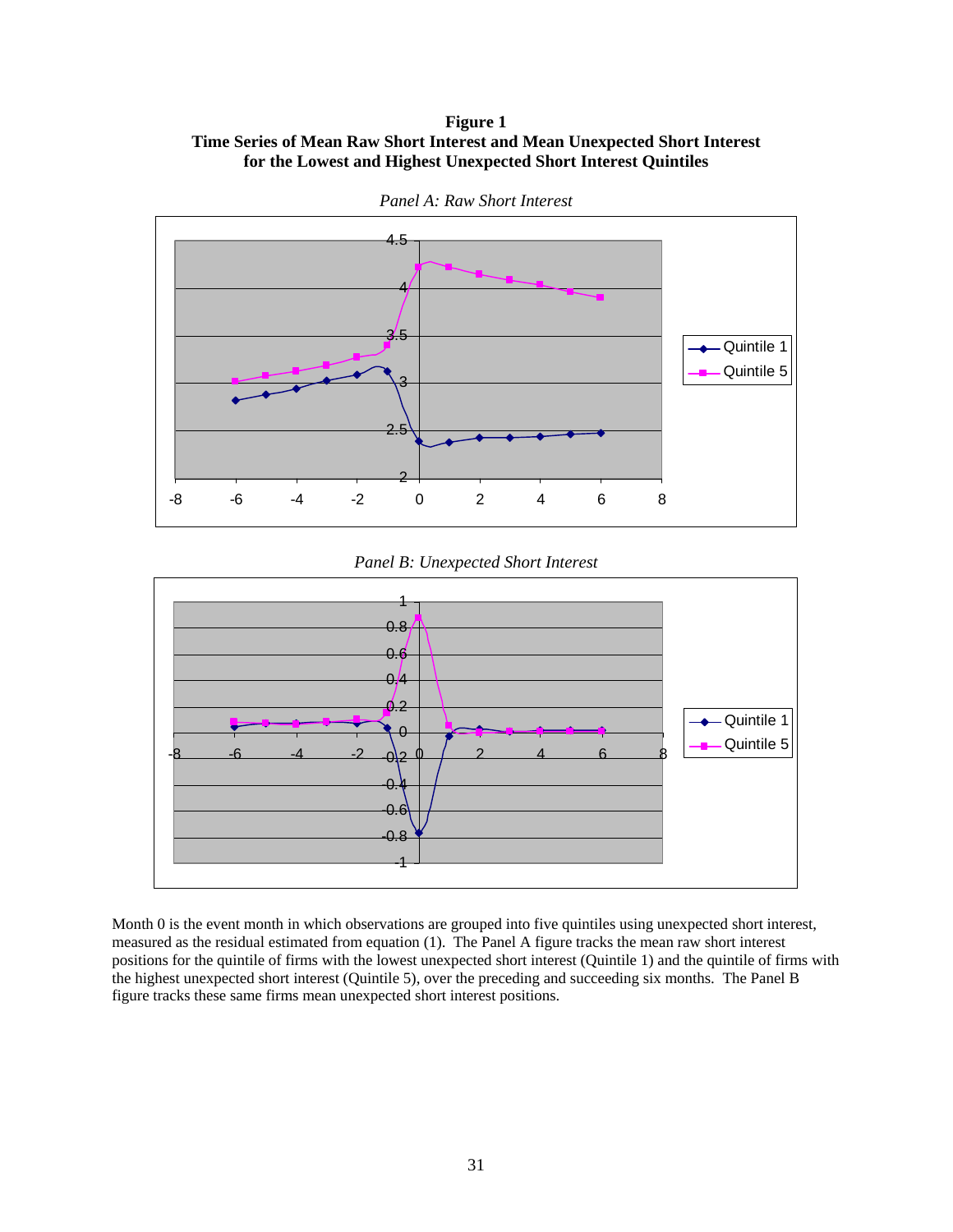**Figure 1**
**Time Series of Mean Raw Short Interest and Mean Unexpected Short Interest for the Lowest and Highest Unexpected Short Interest Quintiles**

*Panel A: Raw Short Interest*

*Panel B: Unexpected Short Interest*

Month 0 is the event month in which observations are grouped into five quintiles using unexpected short interest, measured as the residual estimated from equation (1). The Panel A figure tracks the mean raw short interest positions for the quintile of firms with the lowest unexpected short interest (Quintile 1) and the quintile of firms with the highest unexpected short interest (Quintile 5), over the preceding and succeeding six months. The Panel B figure tracks these same firms mean unexpected short interest positions.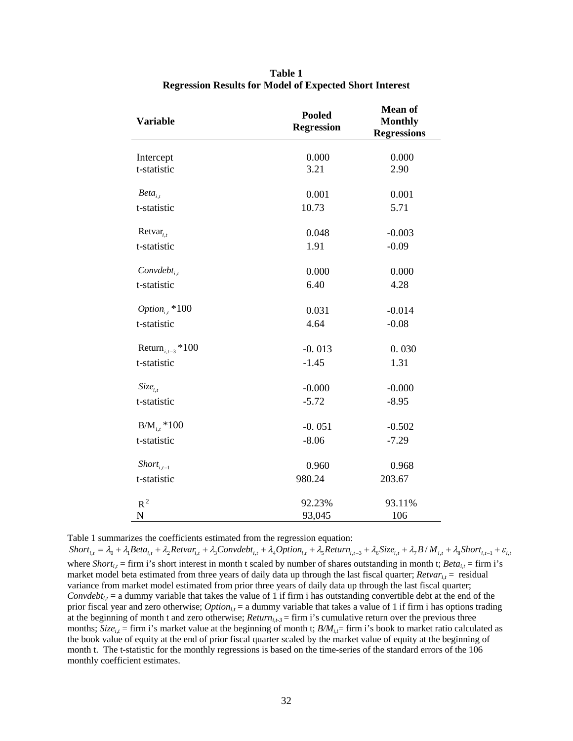**Table 1**
**Regression Results for Model of Expected Short Interest**

| Variable | Pooled Regression | Mean of Monthly Regressions |
|---|---|---|
| Intercept | 0.000 | 0.000 |
| t-statistic | 3.21 | 2.90 |
| $Beta_{i,t}$ | 0.001 | 0.001 |
| t-statistic | 10.73 | 5.71 |
| $Retvar_{i,t}$ | 0.048 | -0.003 |
| t-statistic | 1.91 | -0.09 |
| $Convdebt_{i,t}$ | 0.000 | 0.000 |
| t-statistic | 6.40 | 4.28 |
| $Option_{i,t}$ *100 | 0.031 | -0.014 |
| t-statistic | 4.64 | -0.08 |
| $Return_{i,t-3}$ *100 | -0. 013 | 0. 030 |
| t-statistic | -1.45 | 1.31 |
| $Size_{i,t}$ | -0.000 | -0.000 |
| t-statistic | -5.72 | -8.95 |
| $B/M_{i,t}$ *100 | -0. 051 | -0.502 |
| t-statistic | -8.06 | -7.29 |
| $Short_{i,t-1}$ | 0.960 | 0.968 |
| t-statistic | 980.24 | 203.67 |
| $R^2$ | 92.23% | 93.11% |
| N | 93,045 | 106 |

Table 1 summarizes the coefficients estimated from the regression equation:

$$Short_{i,t} = \lambda_0 + \lambda_1 Beta_{i,t} + \lambda_2 Retvar_{i,t} + \lambda_3 Convdebt_{i,t} + \lambda_4 Option_{i,t} + \lambda_5 Return_{i,t-3} + \lambda_6 Size_{i,t} + \lambda_7 B/M_{i,t} + \lambda_8 Short_{i,t-1} + \varepsilon_{i,t}$$

where $Short_{i,t}$ = firm i's short interest in month t scaled by number of shares outstanding in month t; $Beta_{i,t}$ = firm i's market model beta estimated from three years of daily data up through the last fiscal quarter; $Retvar_{i,t}$ = residual variance from market model estimated from prior three years of daily data up through the last fiscal quarter; $Convdebt_{i,t}$ = a dummy variable that takes the value of 1 if firm i has outstanding convertible debt at the end of the prior fiscal year and zero otherwise; $Option_{i,t}$ = a dummy variable that takes a value of 1 if firm i has options trading at the beginning of month t and zero otherwise; $Return_{i,t-3}$ = firm i's cumulative return over the previous three months; $Size_{i,t}$ = firm i's market value at the beginning of month t; $B/M_{i,t}$= firm i's book to market ratio calculated as the book value of equity at the end of prior fiscal quarter scaled by the market value of equity at the beginning of month t. The t-statistic for the monthly regressions is based on the time-series of the standard errors of the 106 monthly coefficient estimates.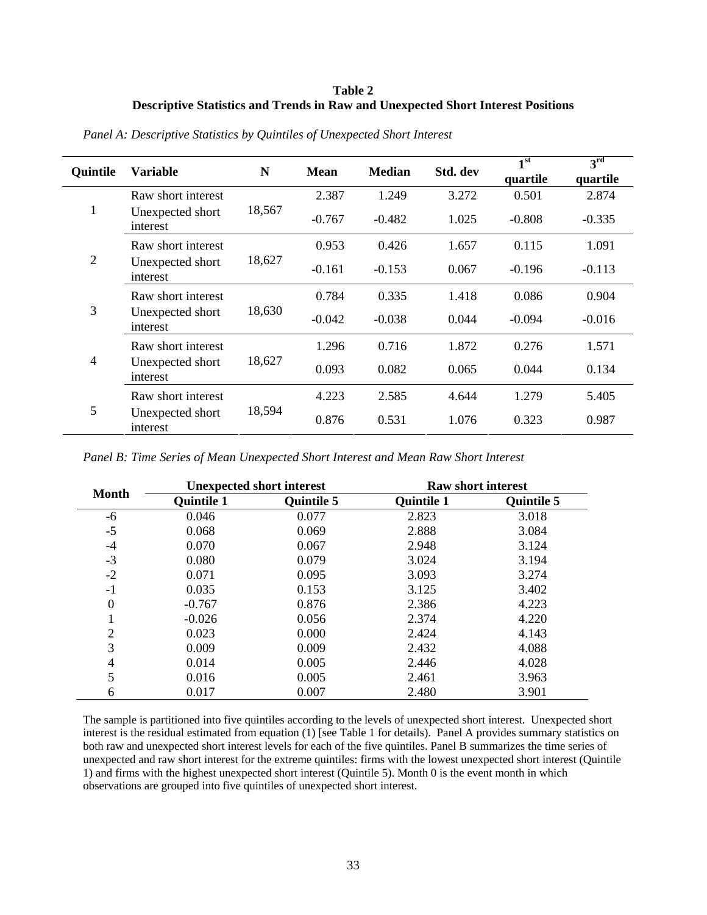**Table 2**
**Descriptive Statistics and Trends in Raw and Unexpected Short Interest Positions**

*Panel A: Descriptive Statistics by Quintiles of Unexpected Short Interest*

| Quintile | Variable | N | Mean | Median | Std. dev | 1st quartile | 3rd quartile |
|---|---|---|---|---|---|---|---|
| 1 | Raw short interest | 18,567 | 2.387 | 1.249 | 3.272 | 0.501 | 2.874 |
| | Unexpected short interest | | -0.767 | -0.482 | 1.025 | -0.808 | -0.335 |
| 2 | Raw short interest | 18,627 | 0.953 | 0.426 | 1.657 | 0.115 | 1.091 |
| | Unexpected short interest | | -0.161 | -0.153 | 0.067 | -0.196 | -0.113 |
| 3 | Raw short interest | 18,630 | 0.784 | 0.335 | 1.418 | 0.086 | 0.904 |
| | Unexpected short interest | | -0.042 | -0.038 | 0.044 | -0.094 | -0.016 |
| 4 | Raw short interest | 18,627 | 1.296 | 0.716 | 1.872 | 0.276 | 1.571 |
| | Unexpected short interest | | 0.093 | 0.082 | 0.065 | 0.044 | 0.134 |
| 5 | Raw short interest | 18,594 | 4.223 | 2.585 | 4.644 | 1.279 | 5.405 |
| | Unexpected short interest | | 0.876 | 0.531 | 1.076 | 0.323 | 0.987 |

*Panel B: Time Series of Mean Unexpected Short Interest and Mean Raw Short Interest*

| Month | Unexpected short interest | | Raw short interest | |
|---|---|---|---|---|
| | Quintile 1 | Quintile 5 | Quintile 1 | Quintile 5 |
| -6 | 0.046 | 0.077 | 2.823 | 3.018 |
| -5 | 0.068 | 0.069 | 2.888 | 3.084 |
| -4 | 0.070 | 0.067 | 2.948 | 3.124 |
| -3 | 0.080 | 0.079 | 3.024 | 3.194 |
| -2 | 0.071 | 0.095 | 3.093 | 3.274 |
| -1 | 0.035 | 0.153 | 3.125 | 3.402 |
| 0 | -0.767 | 0.876 | 2.386 | 4.223 |
| 1 | -0.026 | 0.056 | 2.374 | 4.220 |
| 2 | 0.023 | 0.000 | 2.424 | 4.143 |
| 3 | 0.009 | 0.009 | 2.432 | 4.088 |
| 4 | 0.014 | 0.005 | 2.446 | 4.028 |
| 5 | 0.016 | 0.005 | 2.461 | 3.963 |
| 6 | 0.017 | 0.007 | 2.480 | 3.901 |

The sample is partitioned into five quintiles according to the levels of unexpected short interest. Unexpected short interest is the residual estimated from equation (1) [see Table 1 for details). Panel A provides summary statistics on both raw and unexpected short interest levels for each of the five quintiles. Panel B summarizes the time series of unexpected and raw short interest for the extreme quintiles: firms with the lowest unexpected short interest (Quintile 1) and firms with the highest unexpected short interest (Quintile 5). Month 0 is the event month in which observations are grouped into five quintiles of unexpected short interest.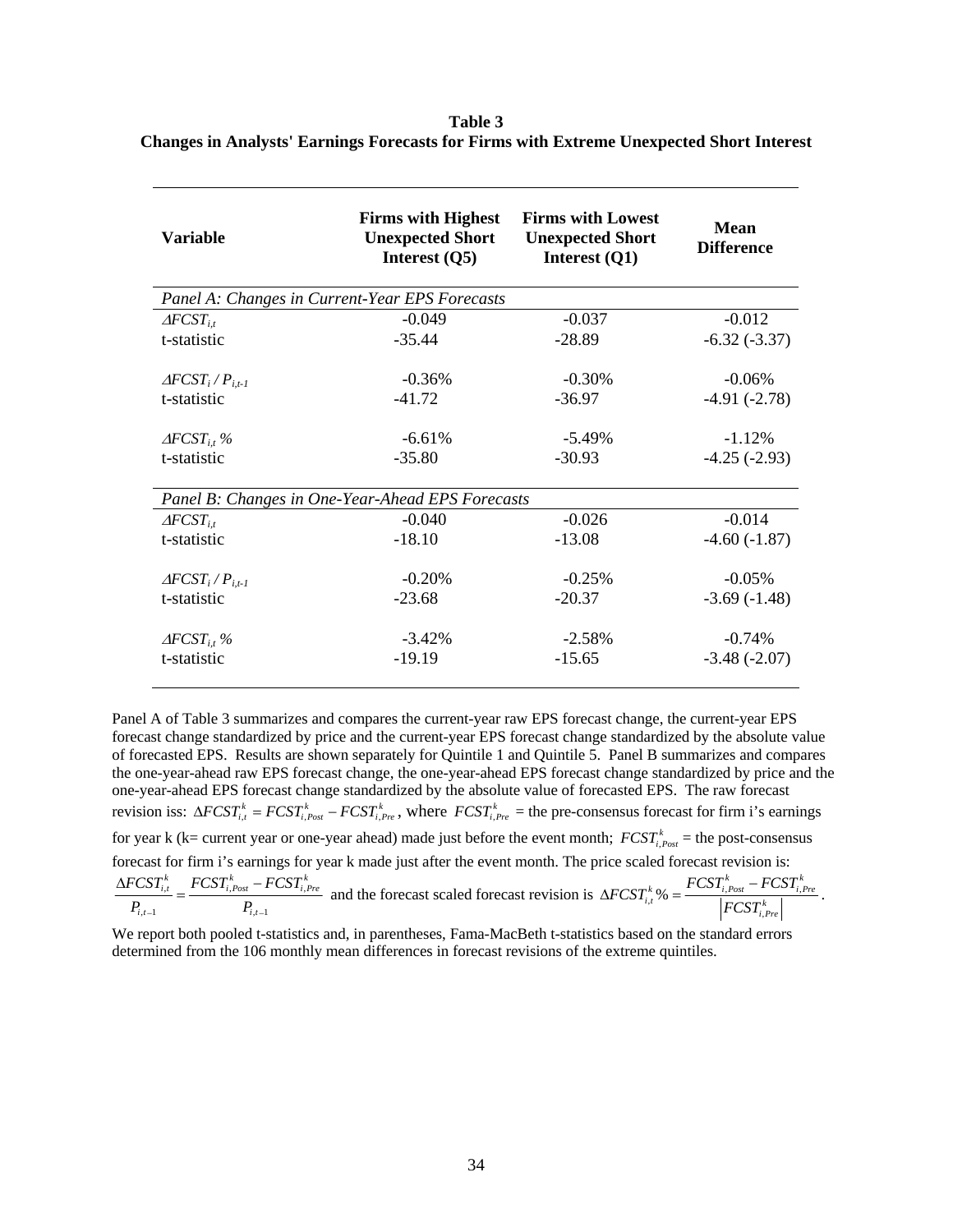**Table 3**
**Changes in Analysts' Earnings Forecasts for Firms with Extreme Unexpected Short Interest**

| Variable | Firms with Highest Unexpected Short Interest (Q5) | Firms with Lowest Unexpected Short Interest (Q1) | Mean Difference |
|---|---|---|---|
| *Panel A: Changes in Current-Year EPS Forecasts* | | | |
| $\Delta FCST_{i,t}$ | -0.049 | -0.037 | -0.012 |
| t-statistic | -35.44 | -28.89 | -6.32 (-3.37) |
| $\Delta FCST_i / P_{i,t-1}$ | -0.36% | -0.30% | -0.06% |
| t-statistic | -41.72 | -36.97 | -4.91 (-2.78) |
| $\Delta FCST_{i,t}$ % | -6.61% | -5.49% | -1.12% |
| t-statistic | -35.80 | -30.93 | -4.25 (-2.93) |
| *Panel B: Changes in One-Year-Ahead EPS Forecasts* | | | |
| $\Delta FCST_{i,t}$ | -0.040 | -0.026 | -0.014 |
| t-statistic | -18.10 | -13.08 | -4.60 (-1.87) |
| $\Delta FCST_i / P_{i,t-1}$ | -0.20% | -0.25% | -0.05% |
| t-statistic | -23.68 | -20.37 | -3.69 (-1.48) |
| $\Delta FCST_{i,t}$ % | -3.42% | -2.58% | -0.74% |
| t-statistic | -19.19 | -15.65 | -3.48 (-2.07) |

Panel A of Table 3 summarizes and compares the current-year raw EPS forecast change, the current-year EPS forecast change standardized by price and the current-year EPS forecast change standardized by the absolute value of forecasted EPS. Results are shown separately for Quintile 1 and Quintile 5. Panel B summarizes and compares the one-year-ahead raw EPS forecast change, the one-year-ahead EPS forecast change standardized by price and the one-year-ahead EPS forecast change standardized by the absolute value of forecasted EPS. The raw forecast revision iss: $\Delta FCST_{i,t}^{k} = FCST_{i,Post}^{k} - FCST_{i,Pre}^{k}$, where $FCST_{i,Pre}^{k}$ = the pre-consensus forecast for firm i's earnings for year k (k= current year or one-year ahead) made just before the event month; $FCST_{i,Post}^{k}$ = the post-consensus forecast for firm i's earnings for year k made just after the event month. The price scaled forecast revision is: $\frac{\Delta FCST_{i,t}^{k}}{P_{i,t-1}} = \frac{FCST_{i,Post}^{k} - FCST_{i,Pre}^{k}}{P_{i,t-1}}$ and the forecast scaled forecast revision is $\Delta FCST_{i,t}^{k}\% = \frac{FCST_{i,Post}^{k} - FCST_{i,Pre}^{k}}{\left|FCST_{i,Pre}^{k}\right|}$.

We report both pooled t-statistics and, in parentheses, Fama-MacBeth t-statistics based on the standard errors determined from the 106 monthly mean differences in forecast revisions of the extreme quintiles.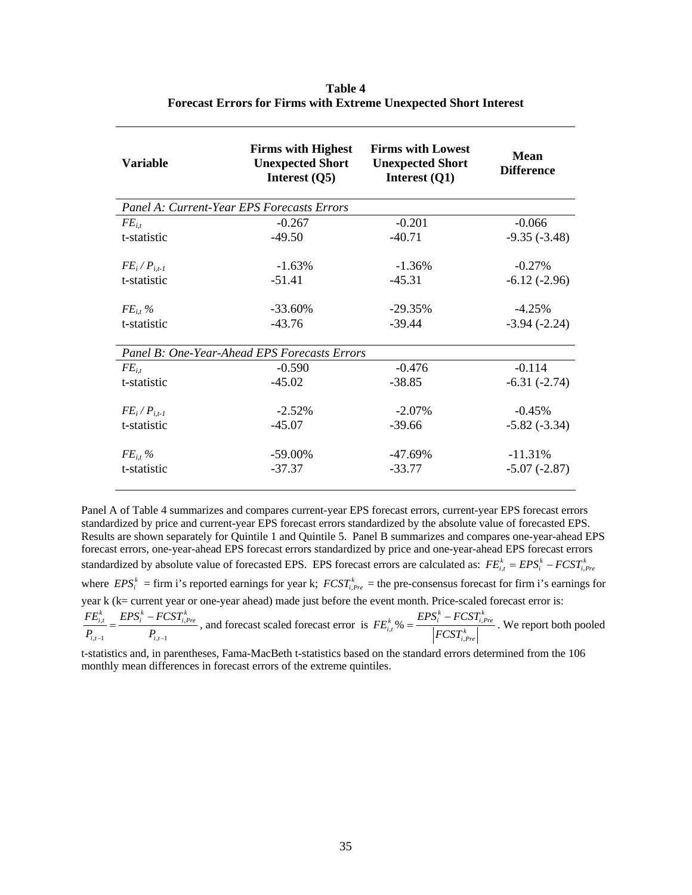**Table 4**
**Forecast Errors for Firms with Extreme Unexpected Short Interest**

| Variable | Firms with Highest Unexpected Short Interest (Q5) | Firms with Lowest Unexpected Short Interest (Q1) | Mean Difference |
|---|---|---|---|
| *Panel A: Current-Year EPS Forecasts Errors* | | | |
| $FE_{i,t}$ | -0.267 | -0.201 | -0.066 |
| t-statistic | -49.50 | -40.71 | -9.35 (-3.48) |
| $FE_i / P_{i,t-1}$ | -1.63% | -1.36% | -0.27% |
| t-statistic | -51.41 | -45.31 | -6.12 (-2.96) |
| $FE_{i,t}$ % | -33.60% | -29.35% | -4.25% |
| t-statistic | -43.76 | -39.44 | -3.94 (-2.24) |
| *Panel B: One-Year-Ahead EPS Forecasts Errors* | | | |
| $FE_{i,t}$ | -0.590 | -0.476 | -0.114 |
| t-statistic | -45.02 | -38.85 | -6.31 (-2.74) |
| $FE_i / P_{i,t-1}$ | -2.52% | -2.07% | -0.45% |
| t-statistic | -45.07 | -39.66 | -5.82 (-3.34) |
| $FE_{i,t}$ % | -59.00% | -47.69% | -11.31% |
| t-statistic | -37.37 | -33.77 | -5.07 (-2.87) |

Panel A of Table 4 summarizes and compares current-year EPS forecast errors, current-year EPS forecast errors standardized by price and current-year EPS forecast errors standardized by the absolute value of forecasted EPS. Results are shown separately for Quintile 1 and Quintile 5. Panel B summarizes and compares one-year-ahead EPS forecast errors, one-year-ahead EPS forecast errors standardized by price and one-year-ahead EPS forecast errors standardized by absolute value of forecasted EPS. EPS forecast errors are calculated as: $FE_{i,t}^{k} = EPS_i^k - FCST_{i,Pre}^{k}$ where $EPS_i^k$ = firm i's reported earnings for year k; $FCST_{i,Pre}^{k}$ = the pre-consensus forecast for firm i's earnings for year k (k= current year or one-year ahead) made just before the event month. Price-scaled forecast error is: $\frac{FE_{i,t}^{k}}{P_{i,t-1}} = \frac{EPS_i^k - FCST_{i,Pre}^{k}}{P_{i,t-1}}$, and forecast scaled forecast error is $FE_{i,t}^{k}\% = \frac{EPS_i^k - FCST_{i,Pre}^{k}}{\left|FCST_{i,Pre}^{k}\right|}$. We report both pooled t-statistics and, in parentheses, Fama-MacBeth t-statistics based on the standard errors determined from the 106 monthly mean differences in forecast errors of the extreme quintiles.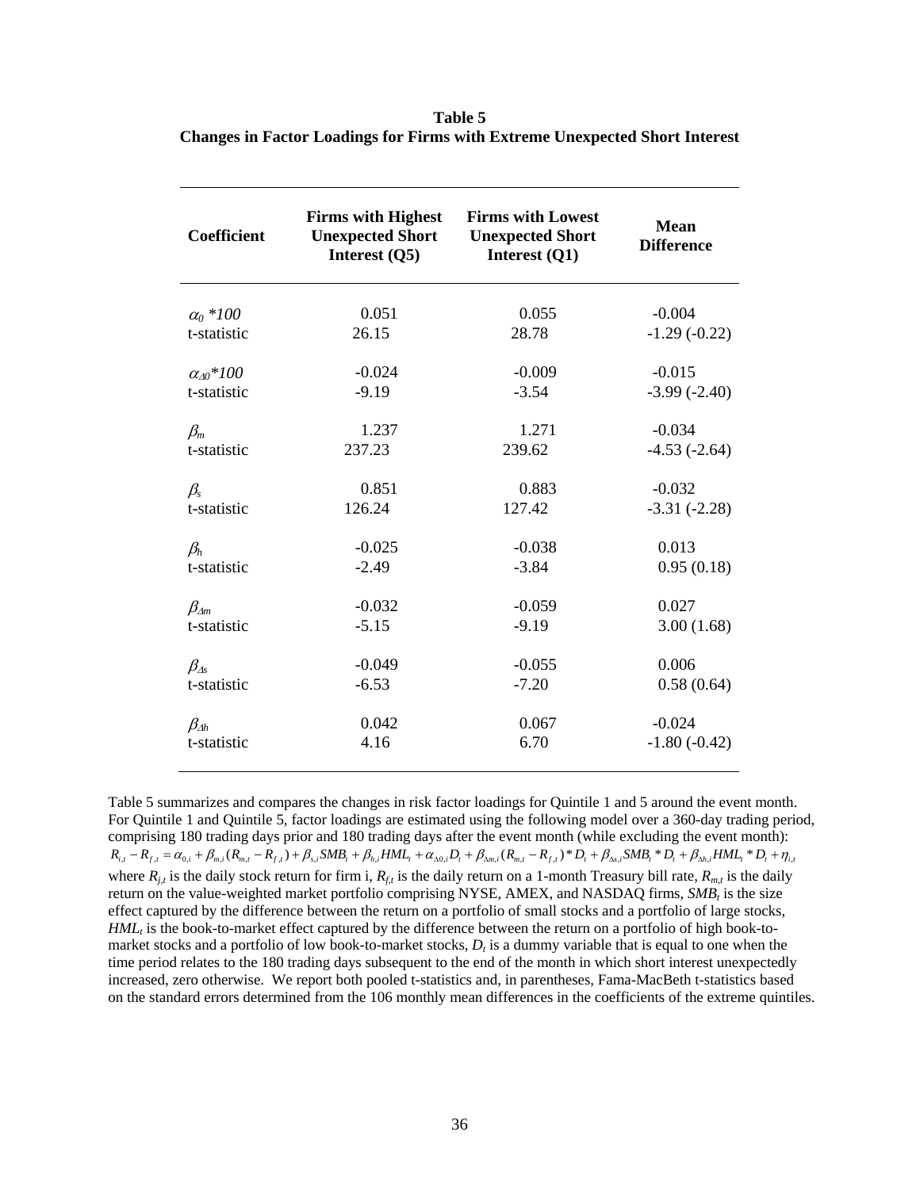**Table 5**
**Changes in Factor Loadings for Firms with Extreme Unexpected Short Interest**

| Coefficient | Firms with Highest Unexpected Short Interest (Q5) | Firms with Lowest Unexpected Short Interest (Q1) | Mean Difference |
|---|---|---|---|
| $\alpha_0$ *100 | 0.051 | 0.055 | -0.004 |
| t-statistic | 26.15 | 28.78 | -1.29 (-0.22) |
| $\alpha_{\Delta 0}$*100 | -0.024 | -0.009 | -0.015 |
| t-statistic | -9.19 | -3.54 | -3.99 (-2.40) |
| $\beta_m$ | 1.237 | 1.271 | -0.034 |
| t-statistic | 237.23 | 239.62 | -4.53 (-2.64) |
| $\beta_s$ | 0.851 | 0.883 | -0.032 |
| t-statistic | 126.24 | 127.42 | -3.31 (-2.28) |
| $\beta_h$ | -0.025 | -0.038 | 0.013 |
| t-statistic | -2.49 | -3.84 | 0.95 (0.18) |
| $\beta_{\Delta m}$ | -0.032 | -0.059 | 0.027 |
| t-statistic | -5.15 | -9.19 | 3.00 (1.68) |
| $\beta_{\Delta s}$ | -0.049 | -0.055 | 0.006 |
| t-statistic | -6.53 | -7.20 | 0.58 (0.64) |
| $\beta_{\Delta h}$ | 0.042 | 0.067 | -0.024 |
| t-statistic | 4.16 | 6.70 | -1.80 (-0.42) |

Table 5 summarizes and compares the changes in risk factor loadings for Quintile 1 and 5 around the event month. For Quintile 1 and Quintile 5, factor loadings are estimated using the following model over a 360-day trading period, comprising 180 trading days prior and 180 trading days after the event month (while excluding the event month):

$$R_{i,t} - R_{f,t} = \alpha_{0,i} + \beta_{m,i}(R_{m,t} - R_{f,t}) + \beta_{s,i}SMB_t + \beta_{h,i}HML_t + \alpha_{\Delta 0,i}D_t + \beta_{\Delta m,i}(R_{m,t} - R_{f,t}) * D_t + \beta_{\Delta s,i}SMB_t * D_t + \beta_{\Delta h,i}HML_t * D_t + \eta_{i,t}$$

where $R_{j,t}$ is the daily stock return for firm i, $R_{f,t}$ is the daily return on a 1-month Treasury bill rate, $R_{m,t}$ is the daily return on the value-weighted market portfolio comprising NYSE, AMEX, and NASDAQ firms, $SMB_t$ is the size effect captured by the difference between the return on a portfolio of small stocks and a portfolio of large stocks, $HML_t$ is the book-to-market effect captured by the difference between the return on a portfolio of high book-to-market stocks and a portfolio of low book-to-market stocks, $D_t$ is a dummy variable that is equal to one when the time period relates to the 180 trading days subsequent to the end of the month in which short interest unexpectedly increased, zero otherwise. We report both pooled t-statistics and, in parentheses, Fama-MacBeth t-statistics based on the standard errors determined from the 106 monthly mean differences in the coefficients of the extreme quintiles.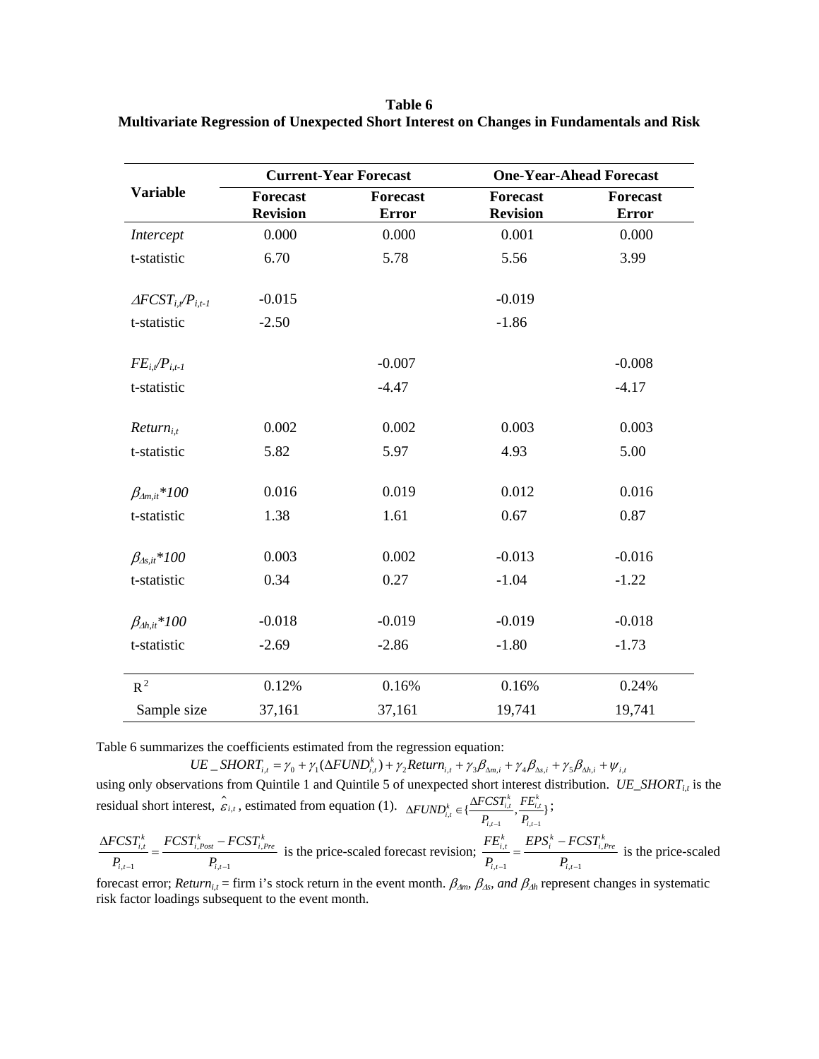**Table 6**
**Multivariate Regression of Unexpected Short Interest on Changes in Fundamentals and Risk**

| Variable | Current-Year Forecast | | One-Year-Ahead Forecast | |
|---|---|---|---|---|
| | **Forecast Revision** | **Forecast Error** | **Forecast Revision** | **Forecast Error** |
| *Intercept* | 0.000 | 0.000 | 0.001 | 0.000 |
| t-statistic | 6.70 | 5.78 | 5.56 | 3.99 |
| $\Delta FCST_{i,t}/P_{i,t-1}$ | -0.015 | | -0.019 | |
| t-statistic | -2.50 | | -1.86 | |
| $FE_{i,t}/P_{i,t-1}$ | | -0.007 | | -0.008 |
| t-statistic | | -4.47 | | -4.17 |
| $Return_{i,t}$ | 0.002 | 0.002 | 0.003 | 0.003 |
| t-statistic | 5.82 | 5.97 | 4.93 | 5.00 |
| $\beta_{\Delta m,it}*100$ | 0.016 | 0.019 | 0.012 | 0.016 |
| t-statistic | 1.38 | 1.61 | 0.67 | 0.87 |
| $\beta_{\Delta s,it}*100$ | 0.003 | 0.002 | -0.013 | -0.016 |
| t-statistic | 0.34 | 0.27 | -1.04 | -1.22 |
| $\beta_{\Delta h,it}*100$ | -0.018 | -0.019 | -0.019 | -0.018 |
| t-statistic | -2.69 | -2.86 | -1.80 | -1.73 |
| $R^2$ | 0.12% | 0.16% | 0.16% | 0.24% |
| Sample size | 37,161 | 37,161 | 19,741 | 19,741 |

Table 6 summarizes the coefficients estimated from the regression equation:

$$UE\_SHORT_{i,t} = \gamma_0 + \gamma_1(\Delta FUND^k_{i,t}) + \gamma_2 Return_{i,t} + \gamma_3\beta_{\Delta m,i} + \gamma_4\beta_{\Delta s,i} + \gamma_5\beta_{\Delta h,i} + \psi_{i,t}$$

using only observations from Quintile 1 and Quintile 5 of unexpected short interest distribution. $UE\_SHORT_{i,t}$ is the residual short interest, $\hat{\varepsilon}_{i,t}$, estimated from equation (1). $\Delta FUND^k_{i,t} \in \{\frac{\Delta FCST^k_{i,t}}{P_{i,t-1}}, \frac{FE^k_{i,t}}{P_{i,t-1}}\}$;

$\frac{\Delta FCST^k_{i,t}}{P_{i,t-1}} = \frac{FCST^k_{i,Post} - FCST^k_{i,Pre}}{P_{i,t-1}}$ is the price-scaled forecast revision; $\frac{FE^k_{i,t}}{P_{i,t-1}} = \frac{EPS^k_i - FCST^k_{i,Pre}}{P_{i,t-1}}$ is the price-scaled forecast error; $Return_{i,t}$ = firm i's stock return in the event month. $\beta_{\Delta m}$, $\beta_{\Delta s}$, *and* $\beta_{\Delta h}$ represent changes in systematic risk factor loadings subsequent to the event month.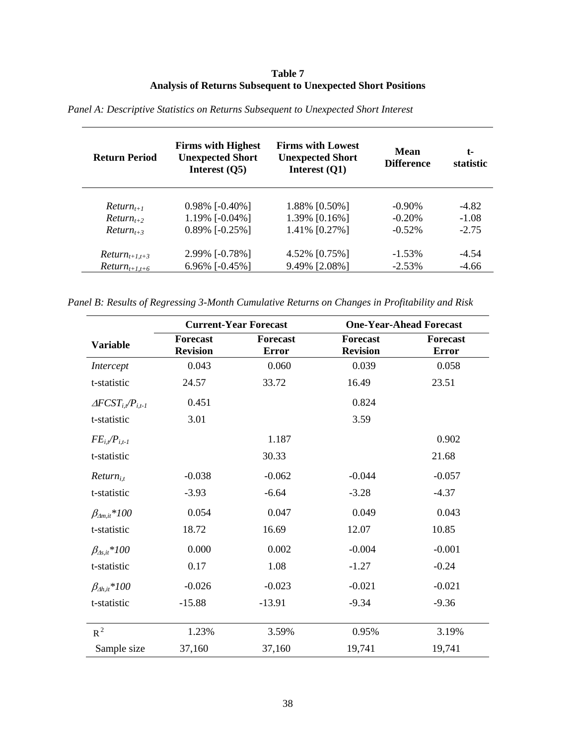**Table 7**
**Analysis of Returns Subsequent to Unexpected Short Positions**

*Panel A: Descriptive Statistics on Returns Subsequent to Unexpected Short Interest*

| Return Period | Firms with Highest Unexpected Short Interest (Q5) | Firms with Lowest Unexpected Short Interest (Q1) | Mean Difference | t-statistic |
|---|---|---|---|---|
| $Return_{t+1}$ | 0.98% [-0.40%] | 1.88% [0.50%] | -0.90% | -4.82 |
| $Return_{t+2}$ | 1.19% [-0.04%] | 1.39% [0.16%] | -0.20% | -1.08 |
| $Return_{t+3}$ | 0.89% [-0.25%] | 1.41% [0.27%] | -0.52% | -2.75 |
| $Return_{t+1,t+3}$ | 2.99% [-0.78%] | 4.52% [0.75%] | -1.53% | -4.54 |
| $Return_{t+1,t+6}$ | 6.96% [-0.45%] | 9.49% [2.08%] | -2.53% | -4.66 |

*Panel B: Results of Regressing 3-Month Cumulative Returns on Changes in Profitability and Risk*

| | Current-Year Forecast | | One-Year-Ahead Forecast | |
|---|---|---|---|---|
| **Variable** | **Forecast Revision** | **Forecast Error** | **Forecast Revision** | **Forecast Error** |
| *Intercept* | 0.043 | 0.060 | 0.039 | 0.058 |
| t-statistic | 24.57 | 33.72 | 16.49 | 23.51 |
| $\Delta FCST_{i,t}/P_{i,t-1}$ | 0.451 | | 0.824 | |
| t-statistic | 3.01 | | 3.59 | |
| $FE_{i,t}/P_{i,t-1}$ | | 1.187 | | 0.902 |
| t-statistic | | 30.33 | | 21.68 |
| $Return_{i,t}$ | -0.038 | -0.062 | -0.044 | -0.057 |
| t-statistic | -3.93 | -6.64 | -3.28 | -4.37 |
| $\beta_{\Delta m,it}*100$ | 0.054 | 0.047 | 0.049 | 0.043 |
| t-statistic | 18.72 | 16.69 | 12.07 | 10.85 |
| $\beta_{\Delta s,it}*100$ | 0.000 | 0.002 | -0.004 | -0.001 |
| t-statistic | 0.17 | 1.08 | -1.27 | -0.24 |
| $\beta_{\Delta h,it}*100$ | -0.026 | -0.023 | -0.021 | -0.021 |
| t-statistic | -15.88 | -13.91 | -9.34 | -9.36 |
| $R^2$ | 1.23% | 3.59% | 0.95% | 3.19% |
| Sample size | 37,160 | 37,160 | 19,741 | 19,741 |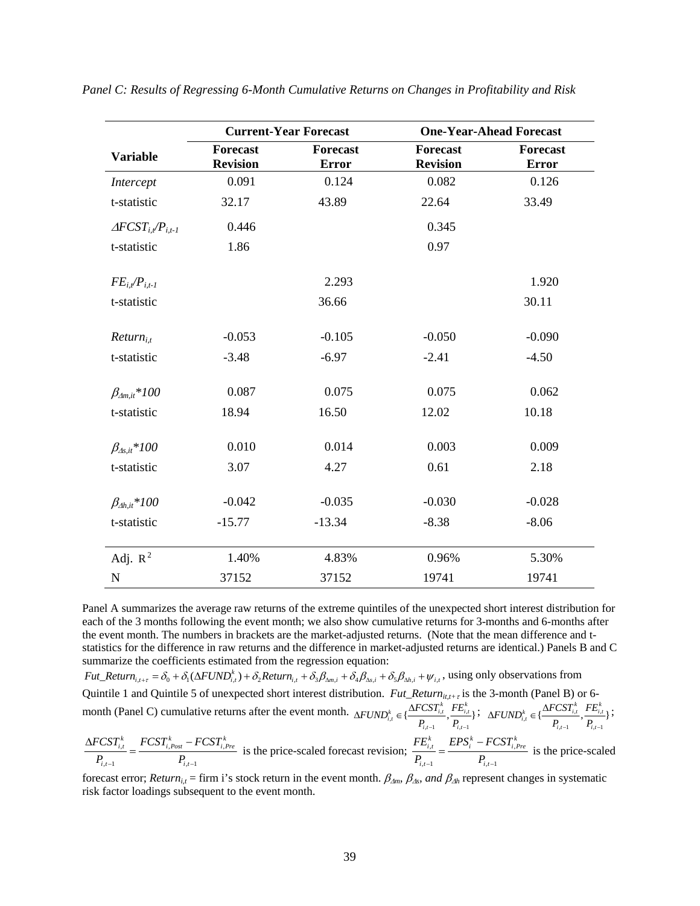*Panel C: Results of Regressing 6-Month Cumulative Returns on Changes in Profitability and Risk*

| Variable | Current-Year Forecast | | One-Year-Ahead Forecast | |
|---|---|---|---|---|
| | **Forecast Revision** | **Forecast Error** | **Forecast Revision** | **Forecast Error** |
| *Intercept* | 0.091 | 0.124 | 0.082 | 0.126 |
| t-statistic | 32.17 | 43.89 | 22.64 | 33.49 |
| $\Delta FCST_{i,t}/P_{i,t-1}$ | 0.446 | | 0.345 | |
| t-statistic | 1.86 | | 0.97 | |
| $FE_{i,t}/P_{i,t-1}$ | | 2.293 | | 1.920 |
| t-statistic | | 36.66 | | 30.11 |
| $Return_{i,t}$ | -0.053 | -0.105 | -0.050 | -0.090 |
| t-statistic | -3.48 | -6.97 | -2.41 | -4.50 |
| $\beta_{\Delta m,it}*100$ | 0.087 | 0.075 | 0.075 | 0.062 |
| t-statistic | 18.94 | 16.50 | 12.02 | 10.18 |
| $\beta_{\Delta s,it}*100$ | 0.010 | 0.014 | 0.003 | 0.009 |
| t-statistic | 3.07 | 4.27 | 0.61 | 2.18 |
| $\beta_{\Delta h,it}*100$ | -0.042 | -0.035 | -0.030 | -0.028 |
| t-statistic | -15.77 | -13.34 | -8.38 | -8.06 |
| Adj. $R^2$ | 1.40% | 4.83% | 0.96% | 5.30% |
| N | 37152 | 37152 | 19741 | 19741 |

Panel A summarizes the average raw returns of the extreme quintiles of the unexpected short interest distribution for each of the 3 months following the event month; we also show cumulative returns for 3-months and 6-months after the event month. The numbers in brackets are the market-adjusted returns. (Note that the mean difference and t-statistics for the difference in raw returns and the difference in market-adjusted returns are identical.) Panels B and C summarize the coefficients estimated from the regression equation:
$Fut\_Return_{i,t+\tau} = \delta_0 + \delta_1(\Delta FUND^k_{i,t}) + \delta_2 Return_{i,t} + \delta_3\beta_{\Delta m,i} + \delta_4\beta_{\Delta s,i} + \delta_5\beta_{\Delta h,i} + \psi_{i,t}$, using only observations from Quintile 1 and Quintile 5 of unexpected short interest distribution. $Fut\_Return_{it,t+\tau}$ is the 3-month (Panel B) or 6-month (Panel C) cumulative returns after the event month. $\Delta FUND^k_{i,t} \in \{\frac{\Delta FCST^k_{i,t}}{P_{i,t-1}}, \frac{FE^k_{i,t}}{P_{i,t-1}}\}$; $\Delta FUND^k_{i,t} \in \{\frac{\Delta FCST^k_{i,t}}{P_{i,t-1}}, \frac{FE^k_{i,t}}{P_{i,t-1}}\}$;

$\frac{\Delta FCST^k_{i,t}}{P_{i,t-1}} = \frac{FCST^k_{i,Post} - FCST^k_{i,Pre}}{P_{i,t-1}}$ is the price-scaled forecast revision; $\frac{FE^k_{i,t}}{P_{i,t-1}} = \frac{EPS^k_i - FCST^k_{i,Pre}}{P_{i,t-1}}$ is the price-scaled forecast error; $Return_{i,t}$ = firm i's stock return in the event month. $\beta_{\Delta m}$, $\beta_{\Delta s}$, *and* $\beta_{\Delta h}$ represent changes in systematic risk factor loadings subsequent to the event month.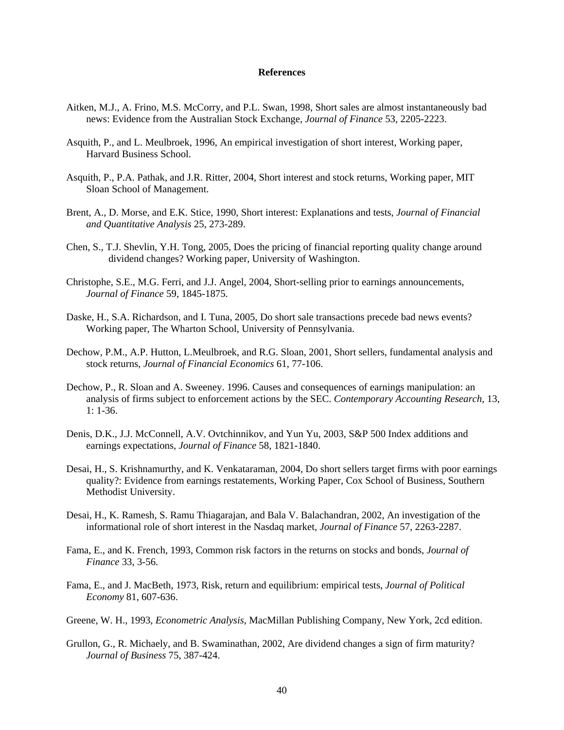## References

Aitken, M.J., A. Frino, M.S. McCorry, and P.L. Swan, 1998, Short sales are almost instantaneously bad news: Evidence from the Australian Stock Exchange, *Journal of Finance* 53, 2205-2223.

Asquith, P., and L. Meulbroek, 1996, An empirical investigation of short interest, Working paper, Harvard Business School.

Asquith, P., P.A. Pathak, and J.R. Ritter, 2004, Short interest and stock returns, Working paper, MIT Sloan School of Management.

Brent, A., D. Morse, and E.K. Stice, 1990, Short interest: Explanations and tests, *Journal of Financial and Quantitative Analysis* 25, 273-289.

Chen, S., T.J. Shevlin, Y.H. Tong, 2005, Does the pricing of financial reporting quality change around dividend changes? Working paper, University of Washington.

Christophe, S.E., M.G. Ferri, and J.J. Angel, 2004, Short-selling prior to earnings announcements, *Journal of Finance* 59, 1845-1875.

Daske, H., S.A. Richardson, and I. Tuna, 2005, Do short sale transactions precede bad news events? Working paper, The Wharton School, University of Pennsylvania.

Dechow, P.M., A.P. Hutton, L.Meulbroek, and R.G. Sloan, 2001, Short sellers, fundamental analysis and stock returns, *Journal of Financial Economics* 61, 77-106.

Dechow, P., R. Sloan and A. Sweeney. 1996. Causes and consequences of earnings manipulation: an analysis of firms subject to enforcement actions by the SEC. *Contemporary Accounting Research*, 13, 1: 1-36.

Denis, D.K., J.J. McConnell, A.V. Ovtchinnikov, and Yun Yu, 2003, S&P 500 Index additions and earnings expectations, *Journal of Finance* 58, 1821-1840.

Desai, H., S. Krishnamurthy, and K. Venkataraman, 2004, Do short sellers target firms with poor earnings quality?: Evidence from earnings restatements, Working Paper, Cox School of Business, Southern Methodist University.

Desai, H., K. Ramesh, S. Ramu Thiagarajan, and Bala V. Balachandran, 2002, An investigation of the informational role of short interest in the Nasdaq market, *Journal of Finance* 57, 2263-2287.

Fama, E., and K. French, 1993, Common risk factors in the returns on stocks and bonds, *Journal of Finance* 33, 3-56.

Fama, E., and J. MacBeth, 1973, Risk, return and equilibrium: empirical tests, *Journal of Political Economy* 81, 607-636.

Greene, W. H., 1993, *Econometric Analysis*, MacMillan Publishing Company, New York, 2cd edition.

Grullon, G., R. Michaely, and B. Swaminathan, 2002, Are dividend changes a sign of firm maturity? *Journal of Business* 75, 387-424.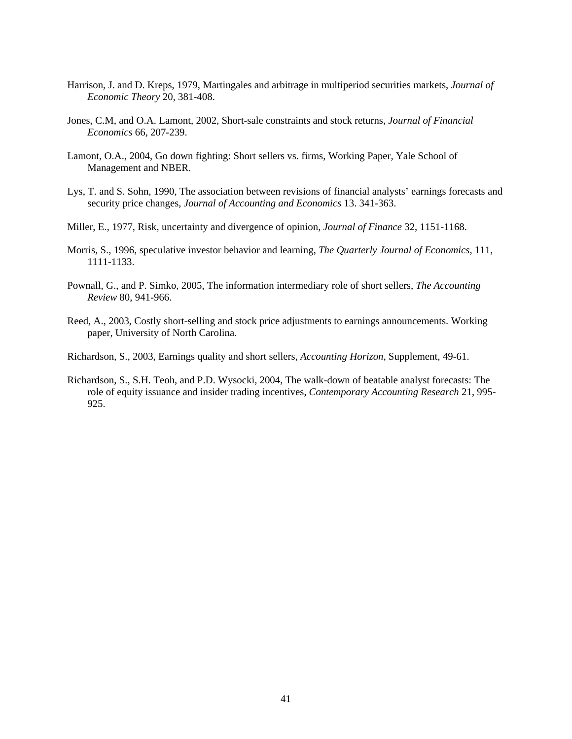Harrison, J. and D. Kreps, 1979, Martingales and arbitrage in multiperiod securities markets, *Journal of Economic Theory* 20, 381-408.

Jones, C.M, and O.A. Lamont, 2002, Short-sale constraints and stock returns, *Journal of Financial Economics* 66, 207-239.

Lamont, O.A., 2004, Go down fighting: Short sellers vs. firms, Working Paper, Yale School of Management and NBER.

Lys, T. and S. Sohn, 1990, The association between revisions of financial analysts' earnings forecasts and security price changes, *Journal of Accounting and Economics* 13. 341-363.

Miller, E., 1977, Risk, uncertainty and divergence of opinion, *Journal of Finance* 32, 1151-1168.

Morris, S., 1996, speculative investor behavior and learning, *The Quarterly Journal of Economics*, 111, 1111-1133.

Pownall, G., and P. Simko, 2005, The information intermediary role of short sellers, *The Accounting Review* 80, 941-966.

Reed, A., 2003, Costly short-selling and stock price adjustments to earnings announcements. Working paper, University of North Carolina.

Richardson, S., 2003, Earnings quality and short sellers, *Accounting Horizon*, Supplement, 49-61.

Richardson, S., S.H. Teoh, and P.D. Wysocki, 2004, The walk-down of beatable analyst forecasts: The role of equity issuance and insider trading incentives, *Contemporary Accounting Research* 21, 995-925.